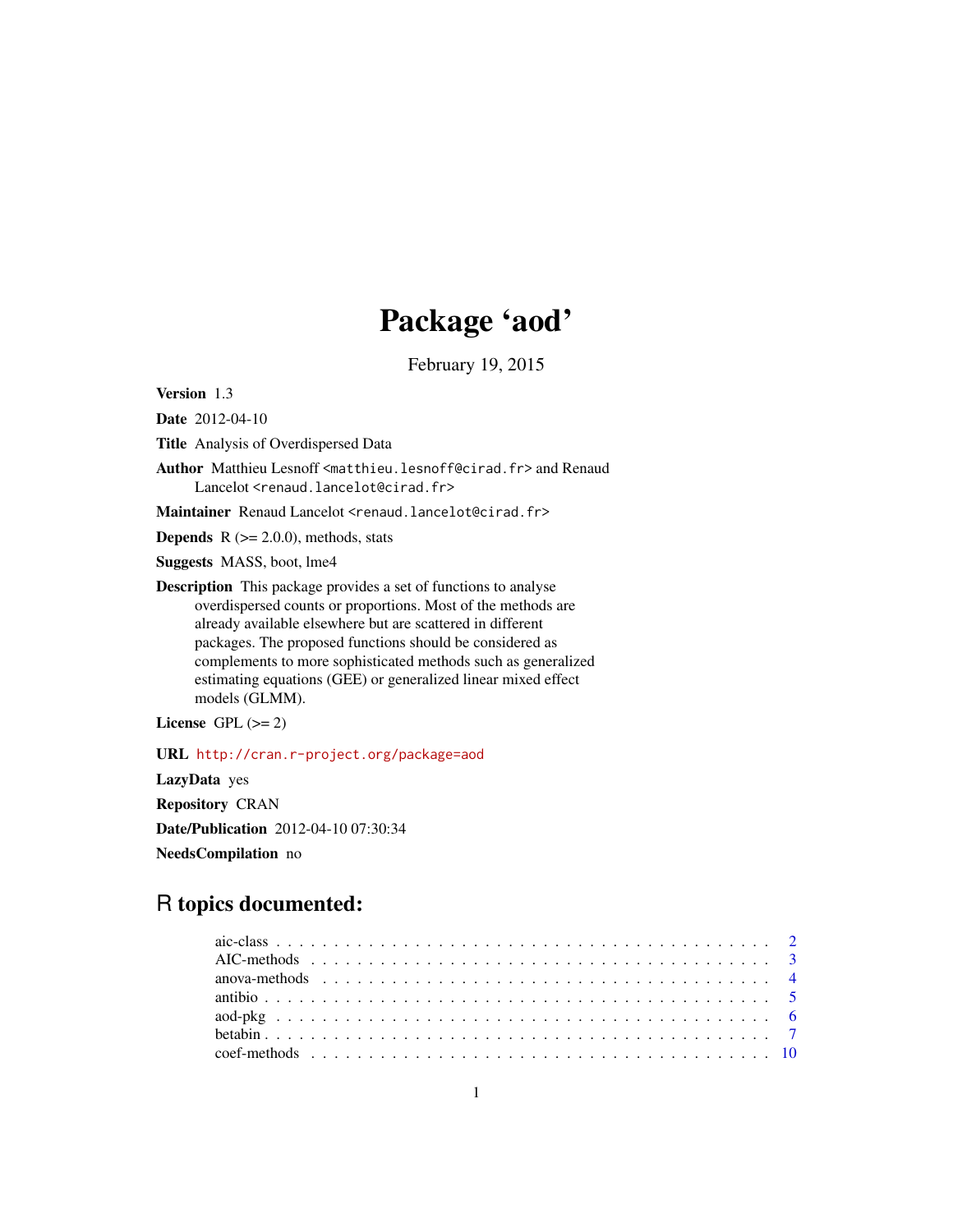# Package 'aod'

February 19, 2015

**Version** 1.3

**Date** 2012-04-10

**Title** Analysis of Overdispersed Data

**Author** Matthieu Lesnoff <matthieu.lesnoff@cirad.fr> and Renaud Lancelot <renaud.lancelot@cirad.fr>

**Maintainer** Renaud Lancelot <renaud.lancelot@cirad.fr>

**Depends** R (>= 2.0.0), methods, stats

**Suggests** MASS, boot, lme4

**Description** This package provides a set of functions to analyse overdispersed counts or proportions. Most of the methods are already available elsewhere but are scattered in different packages. The proposed functions should be considered as complements to more sophisticated methods such as generalized estimating equations (GEE) or generalized linear mixed effect models (GLMM).

**License** GPL (>= 2)

**URL** http://cran.r-project.org/package=aod

**LazyData** yes

**Repository** CRAN

**Date/Publication** 2012-04-10 07:30:34

**NeedsCompilation** no

## R topics documented:

aic-class . . . . . . . . . . . . . . . . . . . . . . . . . . . . . . . . . . . . . . . . . . 2
AIC-methods . . . . . . . . . . . . . . . . . . . . . . . . . . . . . . . . . . . . . . . . 3
anova-methods . . . . . . . . . . . . . . . . . . . . . . . . . . . . . . . . . . . . . . . 4
antibio . . . . . . . . . . . . . . . . . . . . . . . . . . . . . . . . . . . . . . . . . . . 5
aod-pkg . . . . . . . . . . . . . . . . . . . . . . . . . . . . . . . . . . . . . . . . . . 6
betabin . . . . . . . . . . . . . . . . . . . . . . . . . . . . . . . . . . . . . . . . . . . 7
coef-methods . . . . . . . . . . . . . . . . . . . . . . . . . . . . . . . . . . . . . . . 10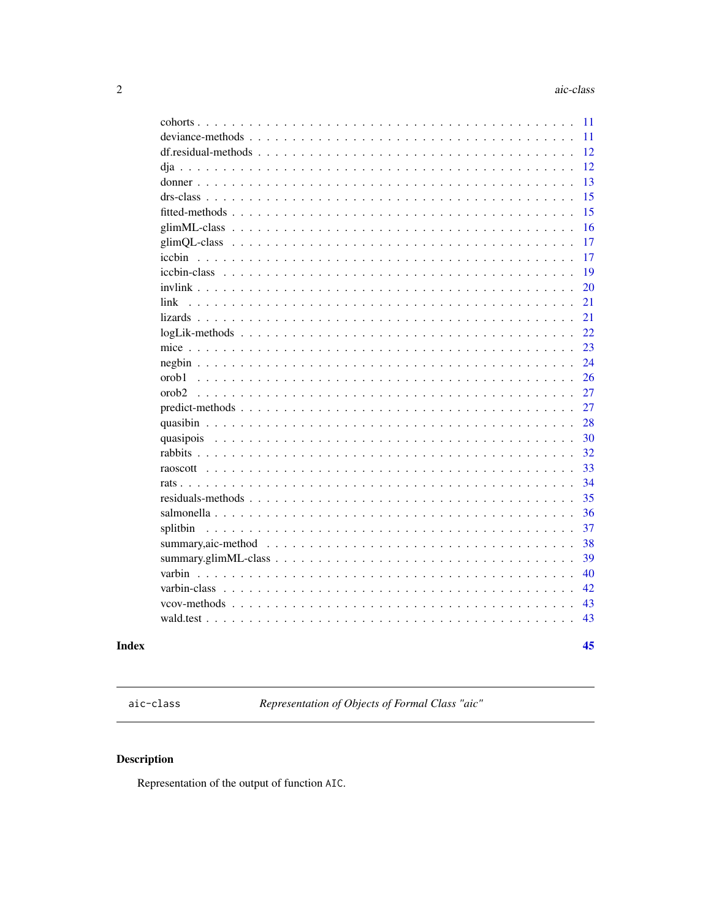| | |
|---|---|
| cohorts | 11 |
| deviance-methods | 11 |
| df.residual-methods | 12 |
| dja | 12 |
| donner | 13 |
| drs-class | 15 |
| fitted-methods | 15 |
| glimML-class | 16 |
| glimQL-class | 17 |
| iccbin | 17 |
| iccbin-class | 19 |
| invlink | 20 |
| link | 21 |
| lizards | 21 |
| logLik-methods | 22 |
| mice | 23 |
| negbin | 24 |
| orob1 | 26 |
| orob2 | 27 |
| predict-methods | 27 |
| quasibin | 28 |
| quasipois | 30 |
| rabbits | 32 |
| raoscott | 33 |
| rats | 34 |
| residuals-methods | 35 |
| salmonella | 36 |
| splitbin | 37 |
| summary,aic-method | 38 |
| summary.glimML-class | 39 |
| varbin | 40 |
| varbin-class | 42 |
| vcov-methods | 43 |
| wald.test | 43 |

**Index** **45**

---

`aic-class` *Representation of Objects of Formal Class "aic"*

---

## Description

Representation of the output of function `AIC`.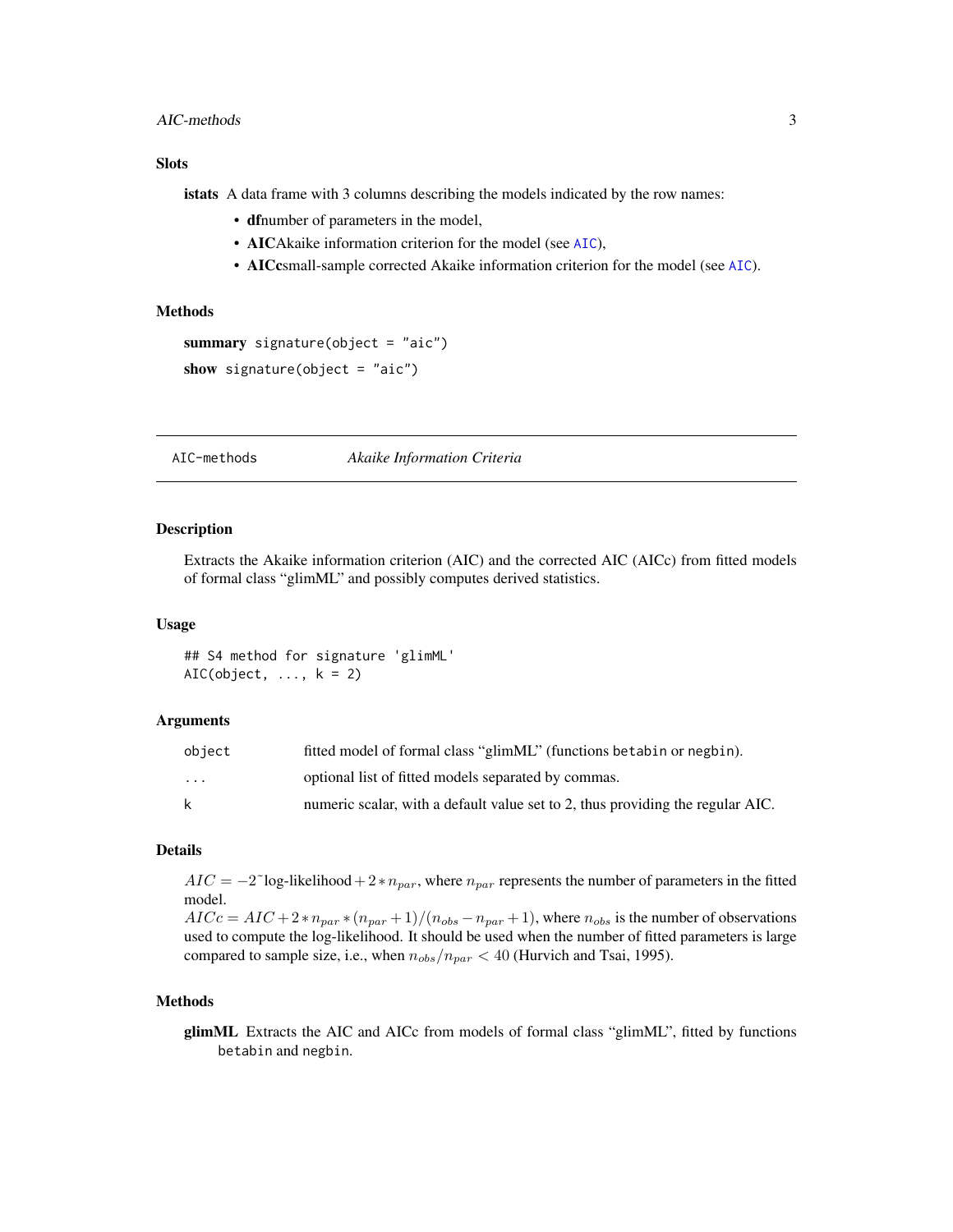### Slots

**istats** A data frame with 3 columns describing the models indicated by the row names:

- **df**number of parameters in the model,
- **AIC**Akaike information criterion for the model (see AIC),
- **AICc**small-sample corrected Akaike information criterion for the model (see AIC).

### Methods

**summary** `signature(object = "aic")`

**show** `signature(object = "aic")`

---

## AIC-methods *Akaike Information Criteria*

---

### Description

Extracts the Akaike information criterion (AIC) and the corrected AIC (AICc) from fitted models of formal class "glimML" and possibly computes derived statistics.

### Usage

```
## S4 method for signature 'glimML'
AIC(object, ..., k = 2)
```

### Arguments

| | |
|---|---|
| object | fitted model of formal class "glimML" (functions betabin or negbin). |
| ... | optional list of fitted models separated by commas. |
| k | numeric scalar, with a default value set to 2, thus providing the regular AIC. |

### Details

$AIC = -2\tilde{}\text{log-likelihood} + 2 * n_{par}$, where $n_{par}$ represents the number of parameters in the fitted model.
$AICc = AIC + 2 * n_{par} * (n_{par} + 1)/(n_{obs} - n_{par} + 1)$, where $n_{obs}$ is the number of observations used to compute the log-likelihood. It should be used when the number of fitted parameters is large compared to sample size, i.e., when $n_{obs}/n_{par} < 40$ (Hurvich and Tsai, 1995).

### Methods

**glimML** Extracts the AIC and AICc from models of formal class "glimML", fitted by functions betabin and negbin.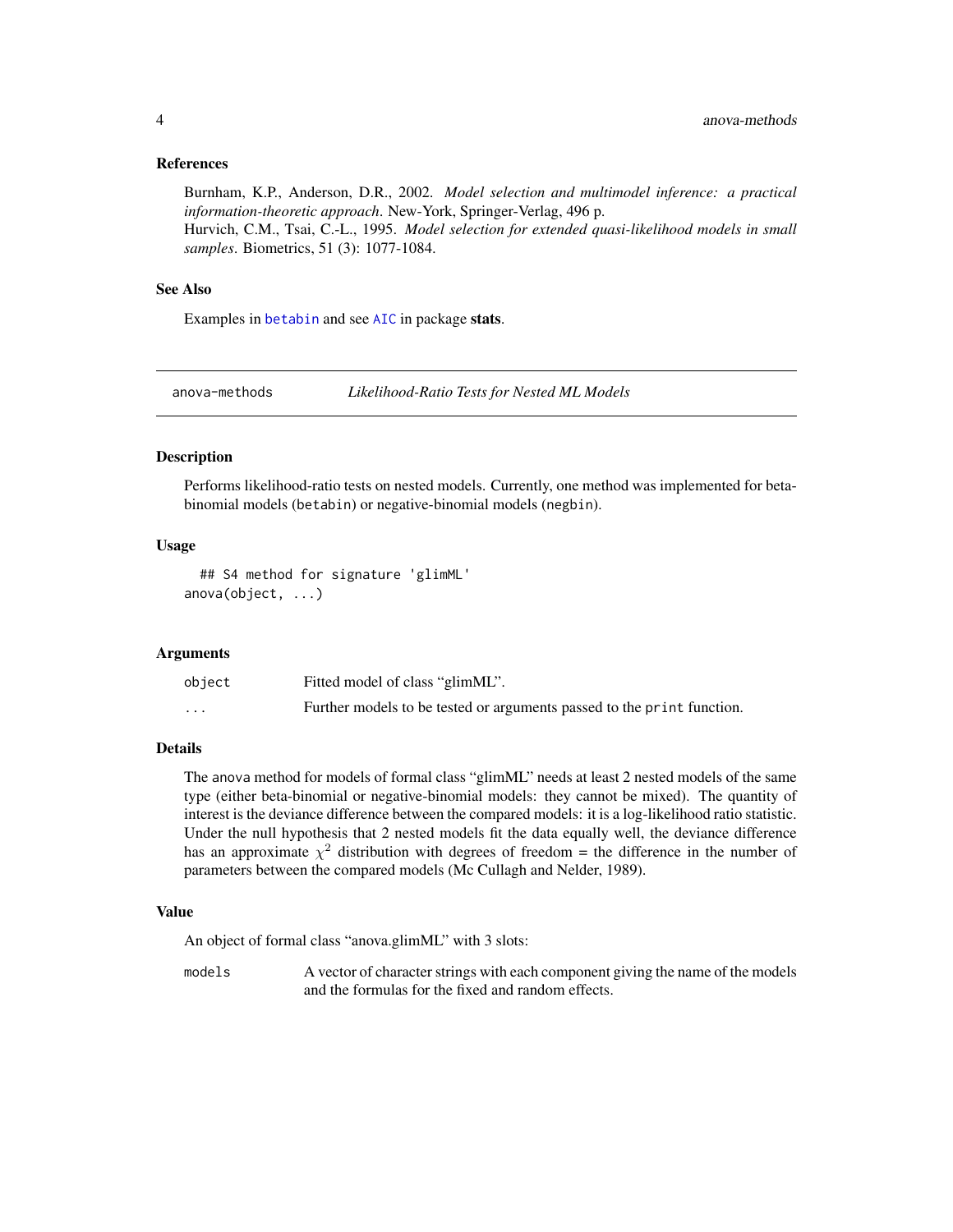### References

Burnham, K.P., Anderson, D.R., 2002. *Model selection and multimodel inference: a practical information-theoretic approach*. New-York, Springer-Verlag, 496 p.
Hurvich, C.M., Tsai, C.-L., 1995. *Model selection for extended quasi-likelihood models in small samples*. Biometrics, 51 (3): 1077-1084.

### See Also

Examples in `betabin` and see `AIC` in package **stats**.

---

## anova-methods — *Likelihood-Ratio Tests for Nested ML Models*

### Description

Performs likelihood-ratio tests on nested models. Currently, one method was implemented for beta-binomial models (`betabin`) or negative-binomial models (`negbin`).

### Usage

```
  ## S4 method for signature 'glimML'
anova(object, ...)
```

### Arguments

| | |
|---|---|
| `object` | Fitted model of class “glimML”. |
| `...` | Further models to be tested or arguments passed to the `print` function. |

### Details

The `anova` method for models of formal class “glimML” needs at least 2 nested models of the same type (either beta-binomial or negative-binomial models: they cannot be mixed). The quantity of interest is the deviance difference between the compared models: it is a log-likelihood ratio statistic. Under the null hypothesis that 2 nested models fit the data equally well, the deviance difference has an approximate $\chi^2$ distribution with degrees of freedom = the difference in the number of parameters between the compared models (Mc Cullagh and Nelder, 1989).

### Value

An object of formal class “anova.glimML” with 3 slots:

| | |
|---|---|
| `models` | A vector of character strings with each component giving the name of the models and the formulas for the fixed and random effects. |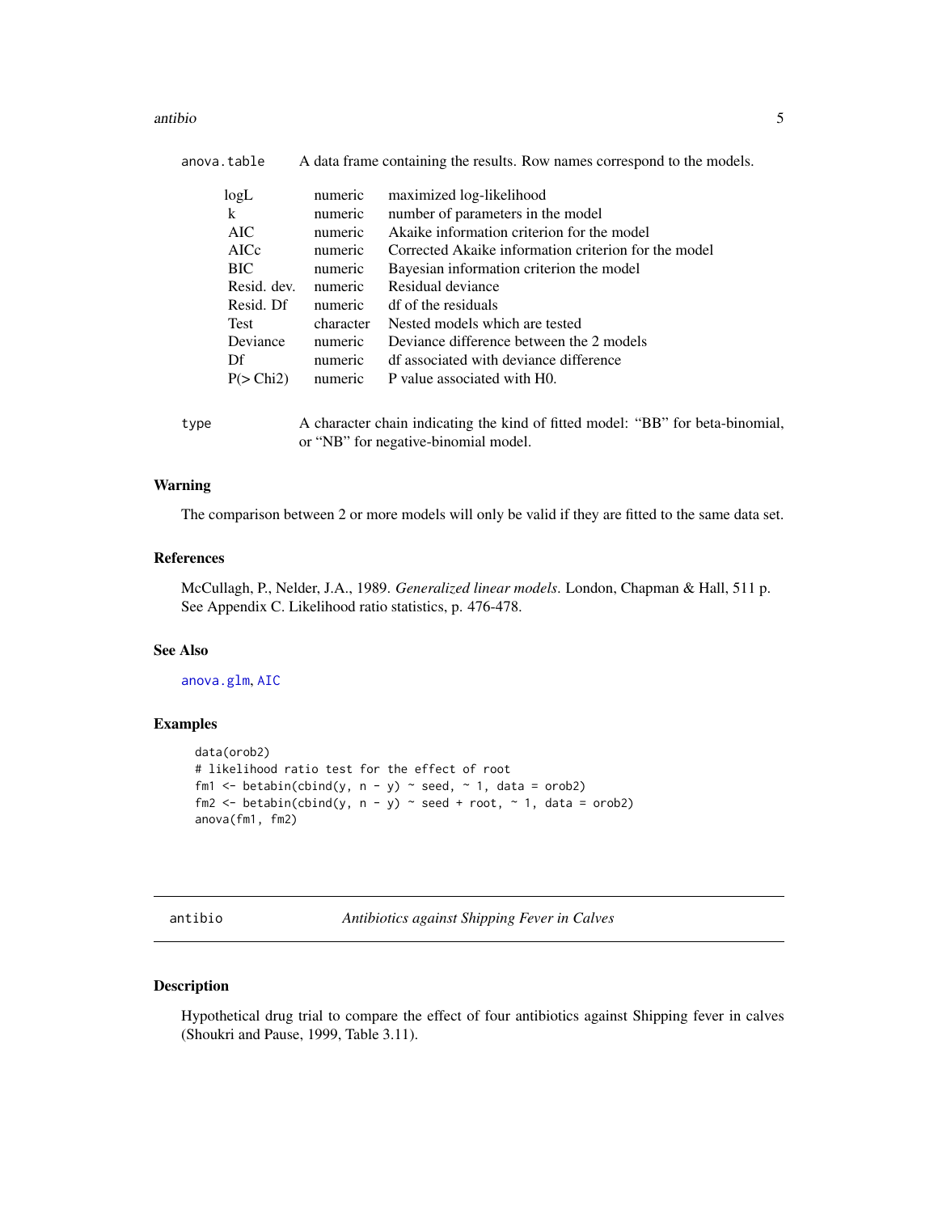`anova.table` A data frame containing the results. Row names correspond to the models.

| | | |
|---|---|---|
| logL | numeric | maximized log-likelihood |
| k | numeric | number of parameters in the model |
| AIC | numeric | Akaike information criterion for the model |
| AICc | numeric | Corrected Akaike information criterion for the model |
| BIC | numeric | Bayesian information criterion the model |
| Resid. dev. | numeric | Residual deviance |
| Resid. Df | numeric | df of the residuals |
| Test | character | Nested models which are tested |
| Deviance | numeric | Deviance difference between the 2 models |
| Df | numeric | df associated with deviance difference |
| P(> Chi2) | numeric | P value associated with H0. |

`type` A character chain indicating the kind of fitted model: "BB" for beta-binomial, or "NB" for negative-binomial model.

### Warning

The comparison between 2 or more models will only be valid if they are fitted to the same data set.

### References

McCullagh, P., Nelder, J.A., 1989. *Generalized linear models*. London, Chapman & Hall, 511 p. See Appendix C. Likelihood ratio statistics, p. 476-478.

### See Also

`anova.glm`, `AIC`

### Examples

```
data(orob2)
# likelihood ratio test for the effect of root
fm1 <- betabin(cbind(y, n - y) ~ seed, ~ 1, data = orob2)
fm2 <- betabin(cbind(y, n - y) ~ seed + root, ~ 1, data = orob2)
anova(fm1, fm2)
```

---

## antibio *Antibiotics against Shipping Fever in Calves*

### Description

Hypothetical drug trial to compare the effect of four antibiotics against Shipping fever in calves (Shoukri and Pause, 1999, Table 3.11).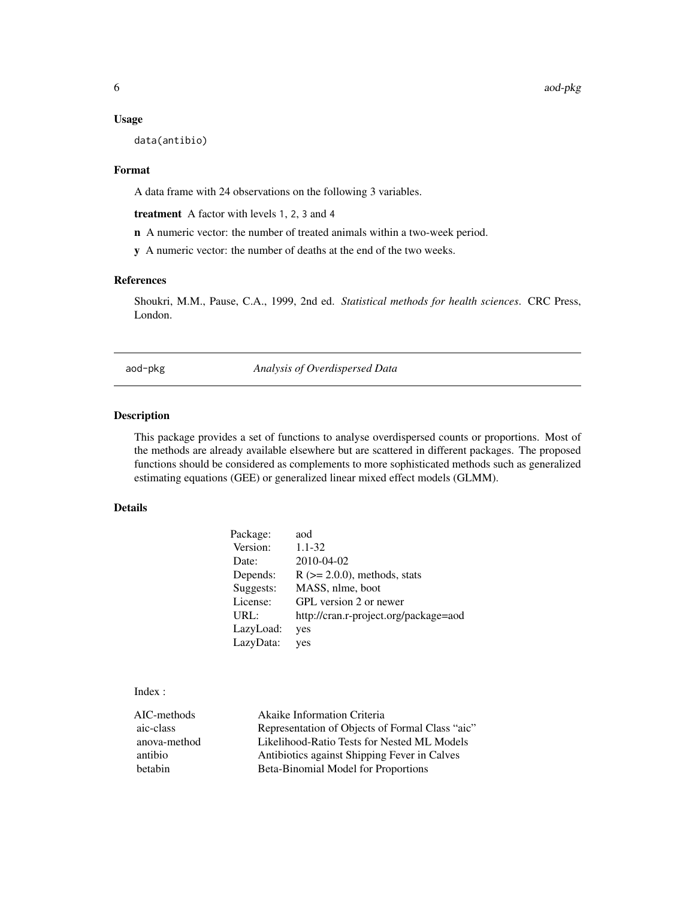### Usage

```
data(antibio)
```

### Format

A data frame with 24 observations on the following 3 variables.

**treatment** A factor with levels 1, 2, 3 and 4

**n** A numeric vector: the number of treated animals within a two-week period.

**y** A numeric vector: the number of deaths at the end of the two weeks.

### References

Shoukri, M.M., Pause, C.A., 1999, 2nd ed. *Statistical methods for health sciences*. CRC Press, London.

---

## aod-pkg *Analysis of Overdispersed Data*

---

### Description

This package provides a set of functions to analyse overdispersed counts or proportions. Most of the methods are already available elsewhere but are scattered in different packages. The proposed functions should be considered as complements to more sophisticated methods such as generalized estimating equations (GEE) or generalized linear mixed effect models (GLMM).

### Details

| | |
|---|---|
| Package: | aod |
| Version: | 1.1-32 |
| Date: | 2010-04-02 |
| Depends: | R (>= 2.0.0), methods, stats |
| Suggests: | MASS, nlme, boot |
| License: | GPL version 2 or newer |
| URL: | http://cran.r-project.org/package=aod |
| LazyLoad: | yes |
| LazyData: | yes |

Index :

| | |
|---|---|
| AIC-methods | Akaike Information Criteria |
| aic-class | Representation of Objects of Formal Class "aic" |
| anova-method | Likelihood-Ratio Tests for Nested ML Models |
| antibio | Antibiotics against Shipping Fever in Calves |
| betabin | Beta-Binomial Model for Proportions |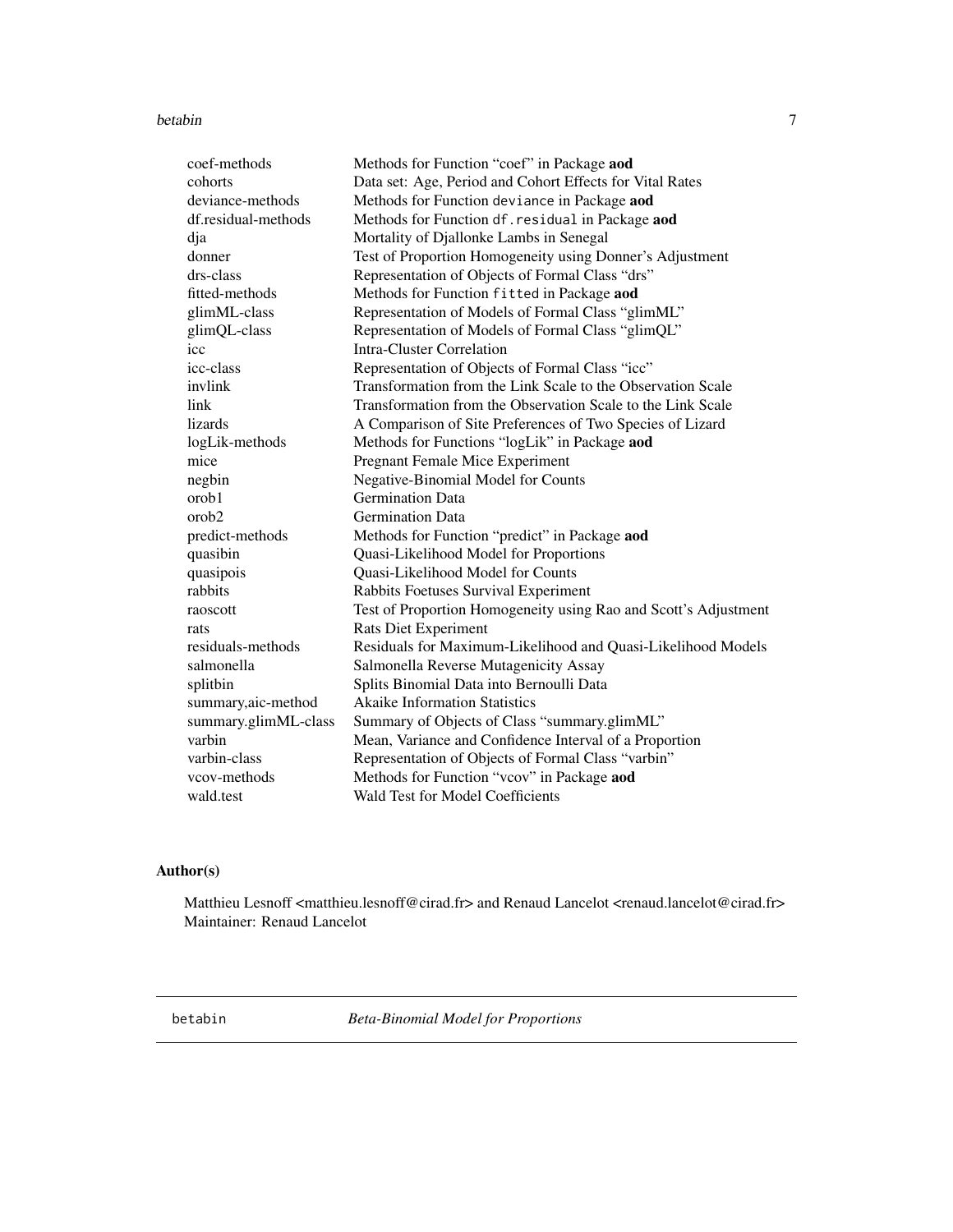| | |
|---|---|
| coef-methods | Methods for Function "coef" in Package **aod** |
| cohorts | Data set: Age, Period and Cohort Effects for Vital Rates |
| deviance-methods | Methods for Function `deviance` in Package **aod** |
| df.residual-methods | Methods for Function `df.residual` in Package **aod** |
| dja | Mortality of Djallonke Lambs in Senegal |
| donner | Test of Proportion Homogeneity using Donner's Adjustment |
| drs-class | Representation of Objects of Formal Class "drs" |
| fitted-methods | Methods for Function `fitted` in Package **aod** |
| glimML-class | Representation of Models of Formal Class "glimML" |
| glimQL-class | Representation of Models of Formal Class "glimQL" |
| icc | Intra-Cluster Correlation |
| icc-class | Representation of Objects of Formal Class "icc" |
| invlink | Transformation from the Link Scale to the Observation Scale |
| link | Transformation from the Observation Scale to the Link Scale |
| lizards | A Comparison of Site Preferences of Two Species of Lizard |
| logLik-methods | Methods for Functions "logLik" in Package **aod** |
| mice | Pregnant Female Mice Experiment |
| negbin | Negative-Binomial Model for Counts |
| orob1 | Germination Data |
| orob2 | Germination Data |
| predict-methods | Methods for Function "predict" in Package **aod** |
| quasibin | Quasi-Likelihood Model for Proportions |
| quasipois | Quasi-Likelihood Model for Counts |
| rabbits | Rabbits Foetuses Survival Experiment |
| raoscott | Test of Proportion Homogeneity using Rao and Scott's Adjustment |
| rats | Rats Diet Experiment |
| residuals-methods | Residuals for Maximum-Likelihood and Quasi-Likelihood Models |
| salmonella | Salmonella Reverse Mutagenicity Assay |
| splitbin | Splits Binomial Data into Bernoulli Data |
| summary,aic-method | Akaike Information Statistics |
| summary.glimML-class | Summary of Objects of Class "summary.glimML" |
| varbin | Mean, Variance and Confidence Interval of a Proportion |
| varbin-class | Representation of Objects of Formal Class "varbin" |
| vcov-methods | Methods for Function "vcov" in Package **aod** |
| wald.test | Wald Test for Model Coefficients |

## Author(s)

Matthieu Lesnoff <matthieu.lesnoff@cirad.fr> and Renaud Lancelot <renaud.lancelot@cirad.fr>
Maintainer: Renaud Lancelot

---

# `betabin` *Beta-Binomial Model for Proportions*

---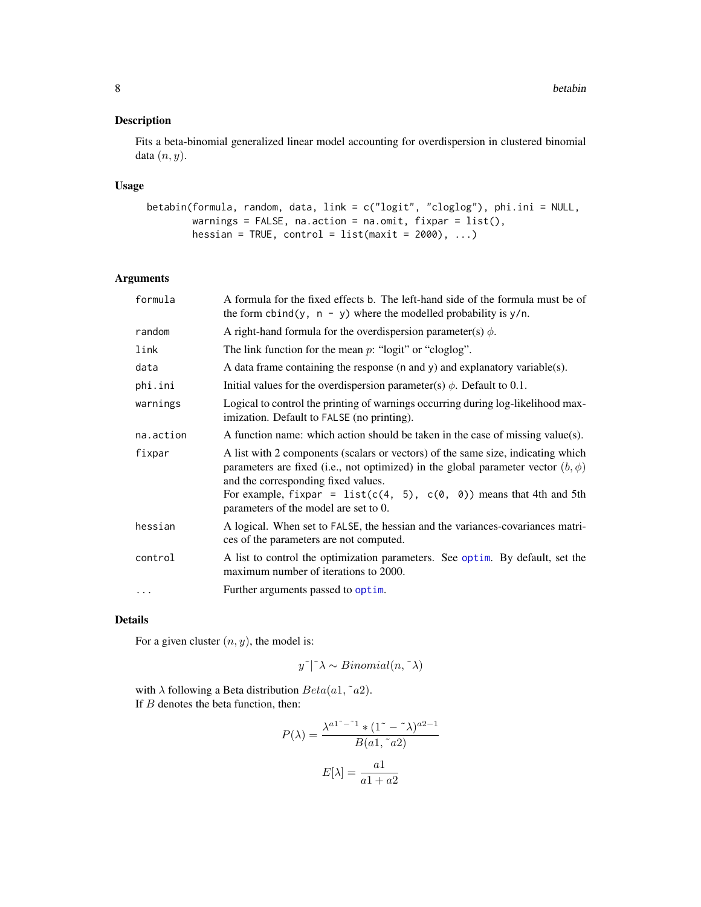## Description

Fits a beta-binomial generalized linear model accounting for overdispersion in clustered binomial data $(n, y)$.

## Usage

```
betabin(formula, random, data, link = c("logit", "cloglog"), phi.ini = NULL,
        warnings = FALSE, na.action = na.omit, fixpar = list(),
        hessian = TRUE, control = list(maxit = 2000), ...)
```

## Arguments

| | |
|---|---|
| `formula` | A formula for the fixed effects b. The left-hand side of the formula must be of the form `cbind(y, n - y)` where the modelled probability is `y/n`. |
| `random` | A right-hand formula for the overdispersion parameter(s) $\phi$. |
| `link` | The link function for the mean $p$: "logit" or "cloglog". |
| `data` | A data frame containing the response (`n` and `y`) and explanatory variable(s). |
| `phi.ini` | Initial values for the overdispersion parameter(s) $\phi$. Default to 0.1. |
| `warnings` | Logical to control the printing of warnings occurring during log-likelihood maximization. Default to `FALSE` (no printing). |
| `na.action` | A function name: which action should be taken in the case of missing value(s). |
| `fixpar` | A list with 2 components (scalars or vectors) of the same size, indicating which parameters are fixed (i.e., not optimized) in the global parameter vector $(b, \phi)$ and the corresponding fixed values. For example, `fixpar = list(c(4, 5), c(0, 0))` means that 4th and 5th parameters of the model are set to 0. |
| `hessian` | A logical. When set to `FALSE`, the hessian and the variances-covariances matrices of the parameters are not computed. |
| `control` | A list to control the optimization parameters. See `optim`. By default, set the maximum number of iterations to 2000. |
| `...` | Further arguments passed to `optim`. |

## Details

For a given cluster $(n, y)$, the model is:

$$y~|~\lambda \sim Binomial(n,~\lambda)$$

with $\lambda$ following a Beta distribution $Beta(a1,~a2)$.
If $B$ denotes the beta function, then:

$$P(\lambda) = \frac{\lambda^{a1~-~1} * (1~-~\lambda)^{a2-1}}{B(a1,~a2)}$$

$$E[\lambda] = \frac{a1}{a1 + a2}$$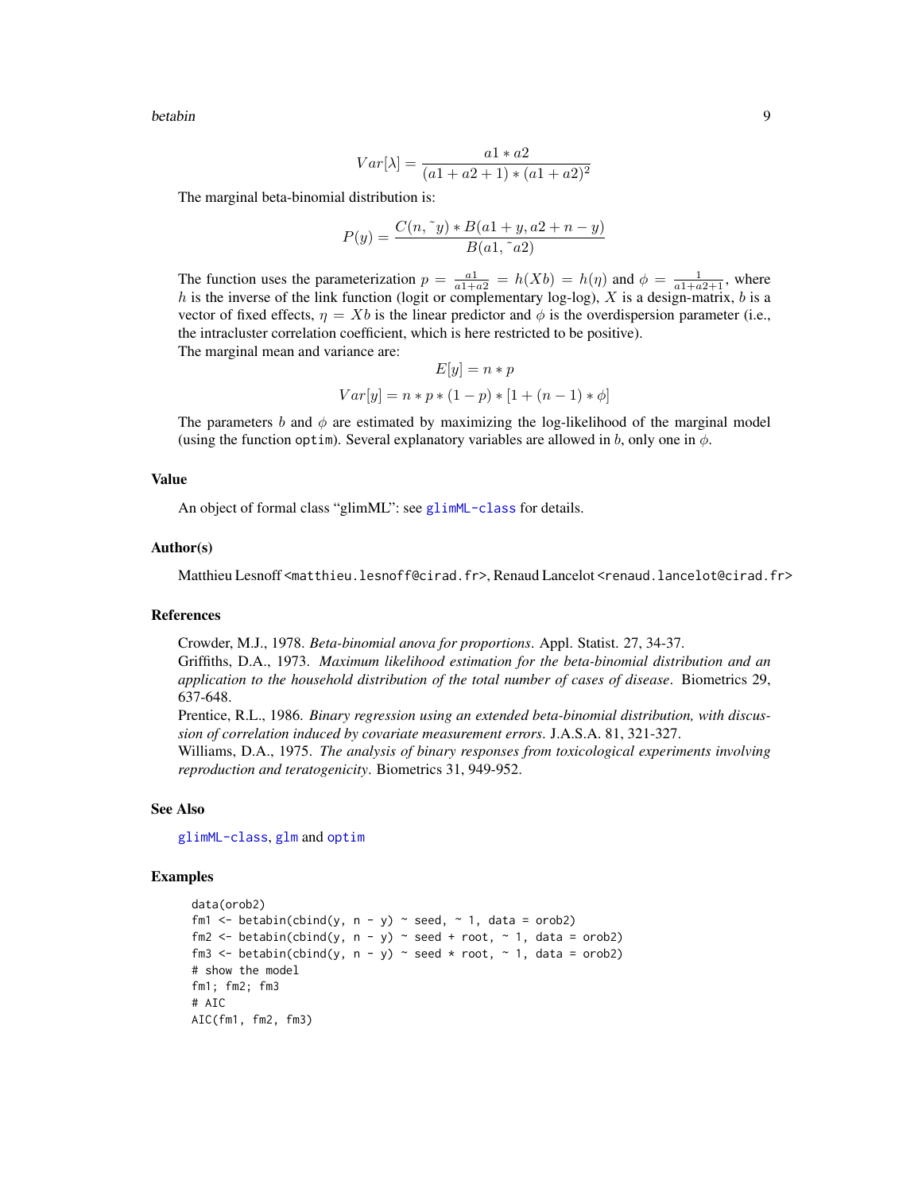$$Var[\lambda] = \frac{a1 * a2}{(a1 + a2 + 1) * (a1 + a2)^2}$$

The marginal beta-binomial distribution is:

$$P(y) = \frac{C(n, ~y) * B(a1 + y, a2 + n - y)}{B(a1, ~a2)}$$

The function uses the parameterization $p = \frac{a1}{a1+a2} = h(Xb) = h(\eta)$ and $\phi = \frac{1}{a1+a2+1}$, where $h$ is the inverse of the link function (logit or complementary log-log), $X$ is a design-matrix, $b$ is a vector of fixed effects, $\eta = Xb$ is the linear predictor and $\phi$ is the overdispersion parameter (i.e., the intracluster correlation coefficient, which is here restricted to be positive).
The marginal mean and variance are:

$$E[y] = n * p$$

$$Var[y] = n * p * (1 - p) * [1 + (n - 1) * \phi]$$

The parameters $b$ and $\phi$ are estimated by maximizing the log-likelihood of the marginal model (using the function optim). Several explanatory variables are allowed in $b$, only one in $\phi$.

## Value

An object of formal class "glimML": see glimML-class for details.

## Author(s)

Matthieu Lesnoff <matthieu.lesnoff@cirad.fr>, Renaud Lancelot <renaud.lancelot@cirad.fr>

## References

Crowder, M.J., 1978. *Beta-binomial anova for proportions*. Appl. Statist. 27, 34-37.
Griffiths, D.A., 1973. *Maximum likelihood estimation for the beta-binomial distribution and an application to the household distribution of the total number of cases of disease*. Biometrics 29, 637-648.
Prentice, R.L., 1986. *Binary regression using an extended beta-binomial distribution, with discussion of correlation induced by covariate measurement errors*. J.A.S.A. 81, 321-327.
Williams, D.A., 1975. *The analysis of binary responses from toxicological experiments involving reproduction and teratogenicity*. Biometrics 31, 949-952.

## See Also

glimML-class, glm and optim

## Examples

```
data(orob2)
fm1 <- betabin(cbind(y, n - y) ~ seed, ~ 1, data = orob2)
fm2 <- betabin(cbind(y, n - y) ~ seed + root, ~ 1, data = orob2)
fm3 <- betabin(cbind(y, n - y) ~ seed * root, ~ 1, data = orob2)
# show the model
fm1; fm2; fm3
# AIC
AIC(fm1, fm2, fm3)
```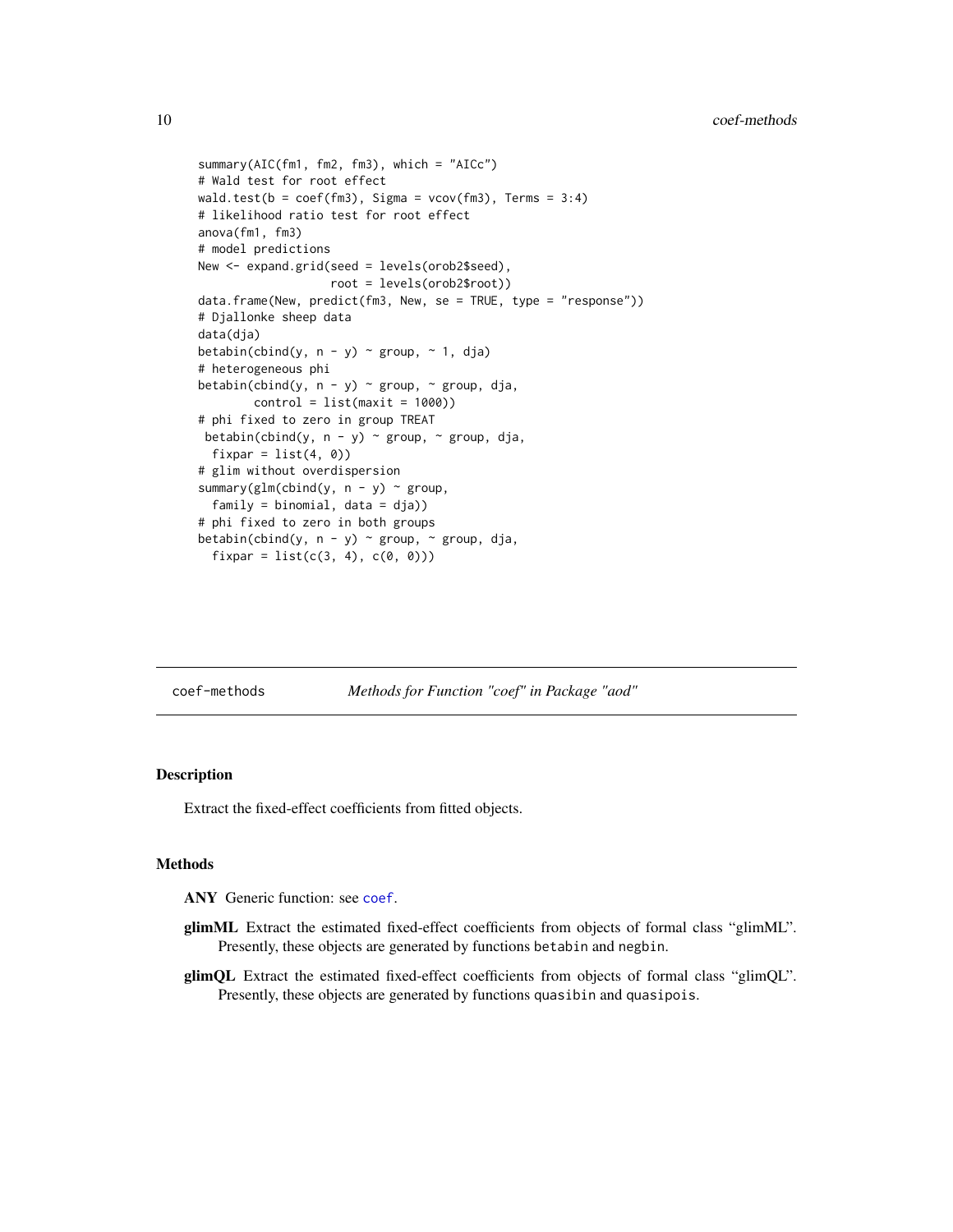```
summary(AIC(fm1, fm2, fm3), which = "AICc")
# Wald test for root effect
wald.test(b = coef(fm3), Sigma = vcov(fm3), Terms = 3:4)
# likelihood ratio test for root effect
anova(fm1, fm3)
# model predictions
New <- expand.grid(seed = levels(orob2$seed),
                   root = levels(orob2$root))
data.frame(New, predict(fm3, New, se = TRUE, type = "response"))
# Djallonke sheep data
data(dja)
betabin(cbind(y, n - y) ~ group, ~ 1, dja)
# heterogeneous phi
betabin(cbind(y, n - y) ~ group, ~ group, dja,
        control = list(maxit = 1000))
# phi fixed to zero in group TREAT
 betabin(cbind(y, n - y) ~ group, ~ group, dja,
  fixpar = list(4, 0))
# glim without overdispersion
summary(glm(cbind(y, n - y) ~ group,
  family = binomial, data = dja))
# phi fixed to zero in both groups
betabin(cbind(y, n - y) ~ group, ~ group, dja,
  fixpar = list(c(3, 4), c(0, 0)))
```

## coef-methods *Methods for Function "coef" in Package "aod"*

### Description

Extract the fixed-effect coefficients from fitted objects.

### Methods

**ANY** Generic function: see `coef`.

**glimML** Extract the estimated fixed-effect coefficients from objects of formal class "glimML". Presently, these objects are generated by functions `betabin` and `negbin`.

**glimQL** Extract the estimated fixed-effect coefficients from objects of formal class "glimQL". Presently, these objects are generated by functions `quasibin` and `quasipois`.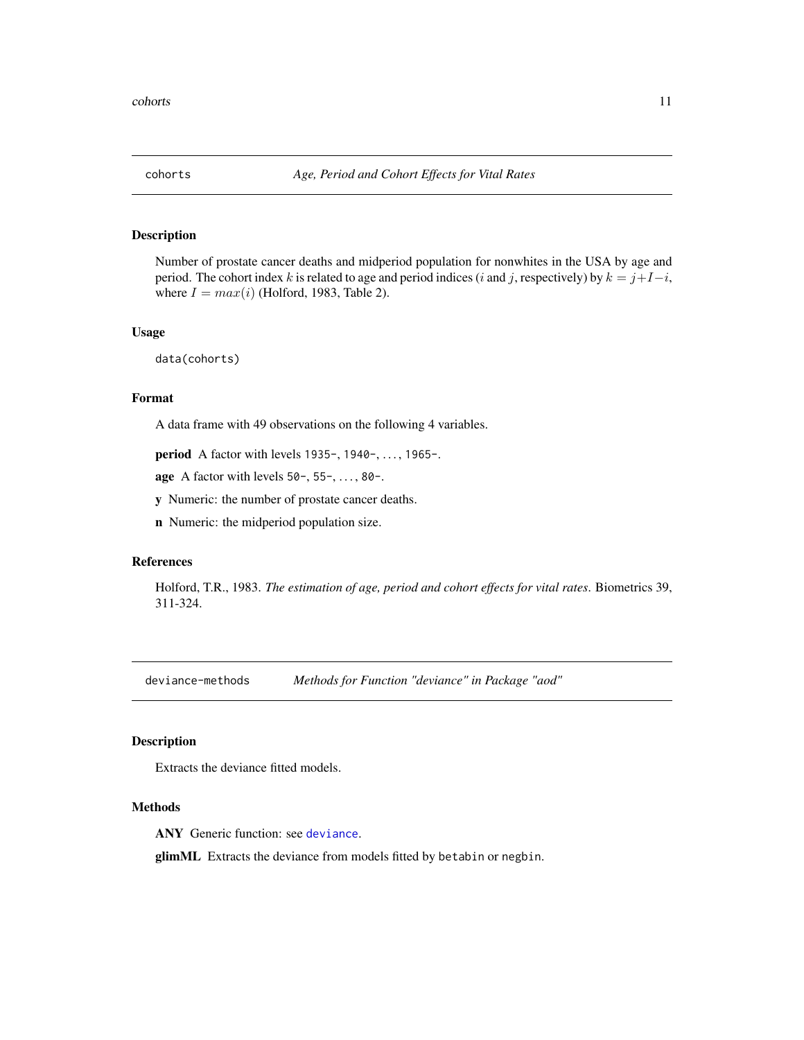## cohorts — *Age, Period and Cohort Effects for Vital Rates*

### Description

Number of prostate cancer deaths and midperiod population for nonwhites in the USA by age and period. The cohort index $k$ is related to age and period indices ($i$ and $j$, respectively) by $k = j+I-i$, where $I = max(i)$ (Holford, 1983, Table 2).

### Usage

```
data(cohorts)
```

### Format

A data frame with 49 observations on the following 4 variables.

**period** A factor with levels `1935-`, `1940-`, ..., `1965-`.

**age** A factor with levels `50-`, `55-`, ..., `80-`.

**y** Numeric: the number of prostate cancer deaths.

**n** Numeric: the midperiod population size.

### References

Holford, T.R., 1983. *The estimation of age, period and cohort effects for vital rates*. Biometrics 39, 311-324.

## deviance-methods — *Methods for Function "deviance" in Package "aod"*

### Description

Extracts the deviance fitted models.

### Methods

**ANY** Generic function: see `deviance`.

**glimML** Extracts the deviance from models fitted by `betabin` or `negbin`.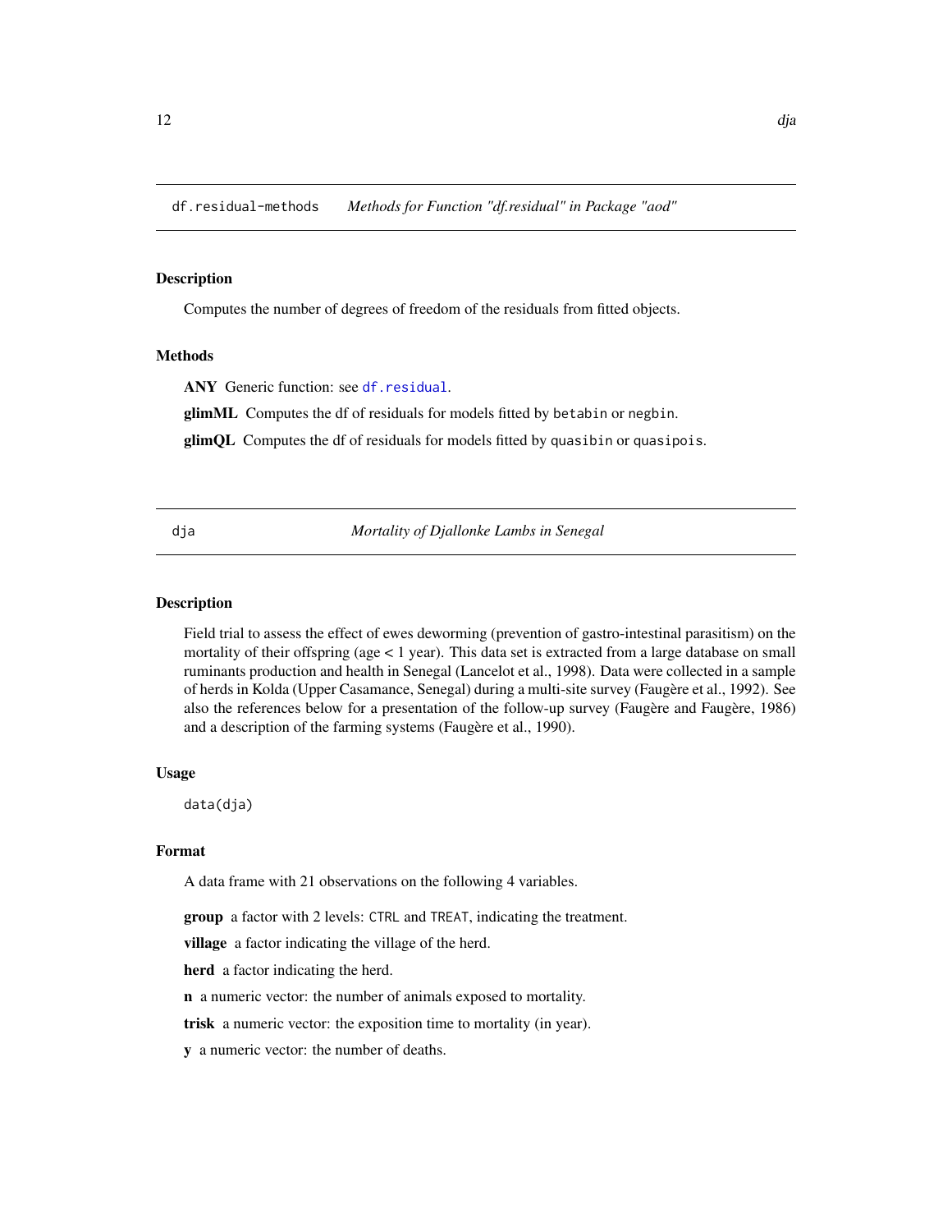## df.residual-methods *Methods for Function "df.residual" in Package "aod"*

### Description

Computes the number of degrees of freedom of the residuals from fitted objects.

### Methods

**ANY** Generic function: see `df.residual`.

**glimML** Computes the df of residuals for models fitted by `betabin` or `negbin`.

**glimQL** Computes the df of residuals for models fitted by `quasibin` or `quasipois`.

## dja *Mortality of Djallonke Lambs in Senegal*

### Description

Field trial to assess the effect of ewes deworming (prevention of gastro-intestinal parasitism) on the mortality of their offspring (age < 1 year). This data set is extracted from a large database on small ruminants production and health in Senegal (Lancelot et al., 1998). Data were collected in a sample of herds in Kolda (Upper Casamance, Senegal) during a multi-site survey (Faugère et al., 1992). See also the references below for a presentation of the follow-up survey (Faugère and Faugère, 1986) and a description of the farming systems (Faugère et al., 1990).

### Usage

```
data(dja)
```

### Format

A data frame with 21 observations on the following 4 variables.

**group** a factor with 2 levels: `CTRL` and `TREAT`, indicating the treatment.

**village** a factor indicating the village of the herd.

**herd** a factor indicating the herd.

**n** a numeric vector: the number of animals exposed to mortality.

**trisk** a numeric vector: the exposition time to mortality (in year).

**y** a numeric vector: the number of deaths.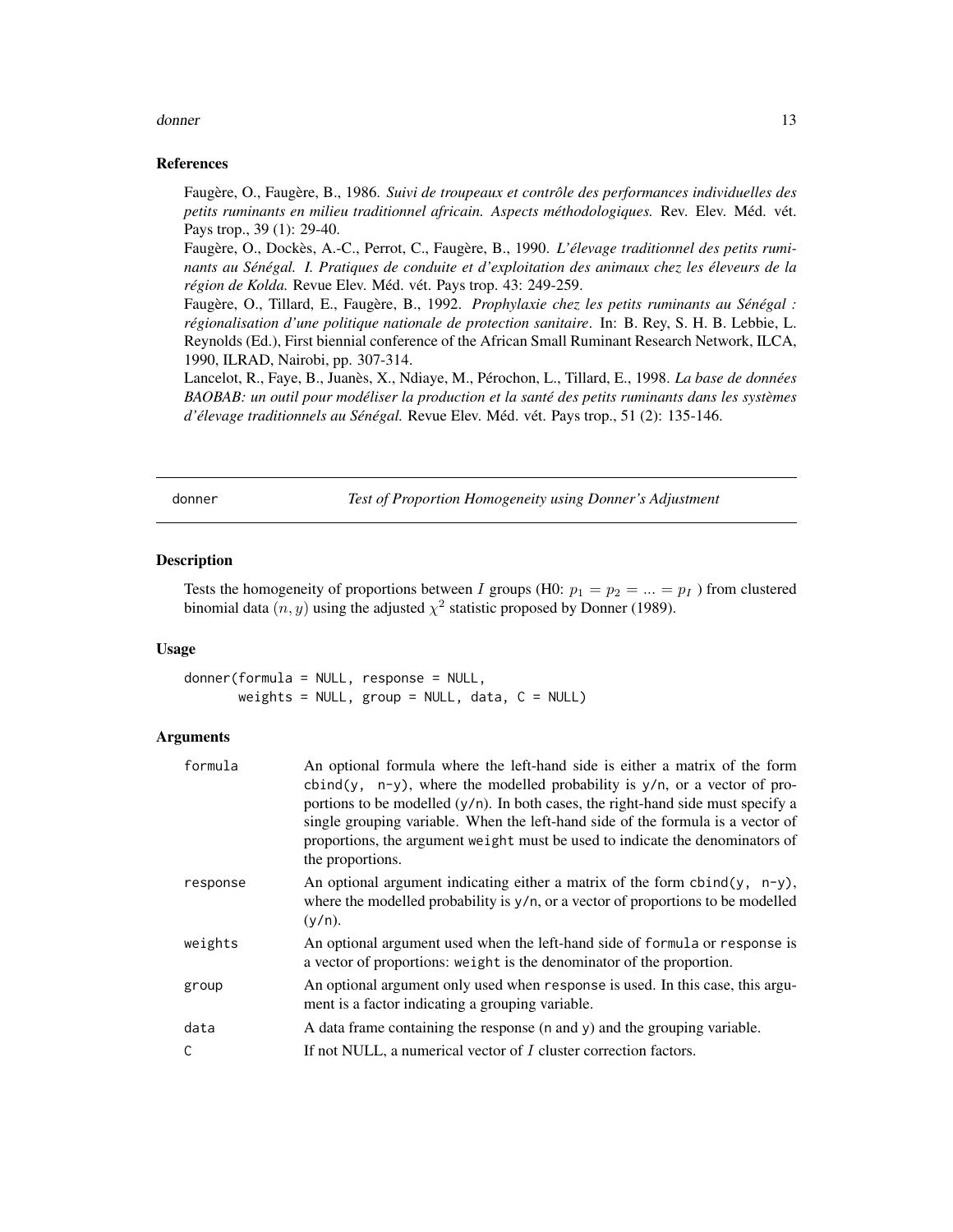### References

Faugère, O., Faugère, B., 1986. *Suivi de troupeaux et contrôle des performances individuelles des petits ruminants en milieu traditionnel africain. Aspects méthodologiques.* Rev. Elev. Méd. vét. Pays trop., 39 (1): 29-40.
Faugère, O., Dockès, A.-C., Perrot, C., Faugère, B., 1990. *L'élevage traditionnel des petits ruminants au Sénégal. I. Pratiques de conduite et d'exploitation des animaux chez les éleveurs de la région de Kolda.* Revue Elev. Méd. vét. Pays trop. 43: 249-259.
Faugère, O., Tillard, E., Faugère, B., 1992. *Prophylaxie chez les petits ruminants au Sénégal : régionalisation d'une politique nationale de protection sanitaire*. In: B. Rey, S. H. B. Lebbie, L. Reynolds (Ed.), First biennial conference of the African Small Ruminant Research Network, ILCA, 1990, ILRAD, Nairobi, pp. 307-314.
Lancelot, R., Faye, B., Juanès, X., Ndiaye, M., Pérochon, L., Tillard, E., 1998. *La base de données BAOBAB: un outil pour modéliser la production et la santé des petits ruminants dans les systèmes d'élevage traditionnels au Sénégal.* Revue Elev. Méd. vét. Pays trop., 51 (2): 135-146.

---

## donner — *Test of Proportion Homogeneity using Donner's Adjustment*

### Description

Tests the homogeneity of proportions between $I$ groups (H0: $p_1 = p_2 = ... = p_I$ ) from clustered binomial data $(n, y)$ using the adjusted $\chi^2$ statistic proposed by Donner (1989).

### Usage

```
donner(formula = NULL, response = NULL,
       weights = NULL, group = NULL, data, C = NULL)
```

### Arguments

| | |
|---|---|
| formula | An optional formula where the left-hand side is either a matrix of the form `cbind(y, n-y)`, where the modelled probability is `y/n`, or a vector of proportions to be modelled (`y/n`). In both cases, the right-hand side must specify a single grouping variable. When the left-hand side of the formula is a vector of proportions, the argument `weight` must be used to indicate the denominators of the proportions. |
| response | An optional argument indicating either a matrix of the form `cbind(y, n-y)`, where the modelled probability is `y/n`, or a vector of proportions to be modelled (`y/n`). |
| weights | An optional argument used when the left-hand side of `formula` or `response` is a vector of proportions: `weight` is the denominator of the proportion. |
| group | An optional argument only used when `response` is used. In this case, this argument is a factor indicating a grouping variable. |
| data | A data frame containing the response (`n` and `y`) and the grouping variable. |
| C | If not NULL, a numerical vector of $I$ cluster correction factors. |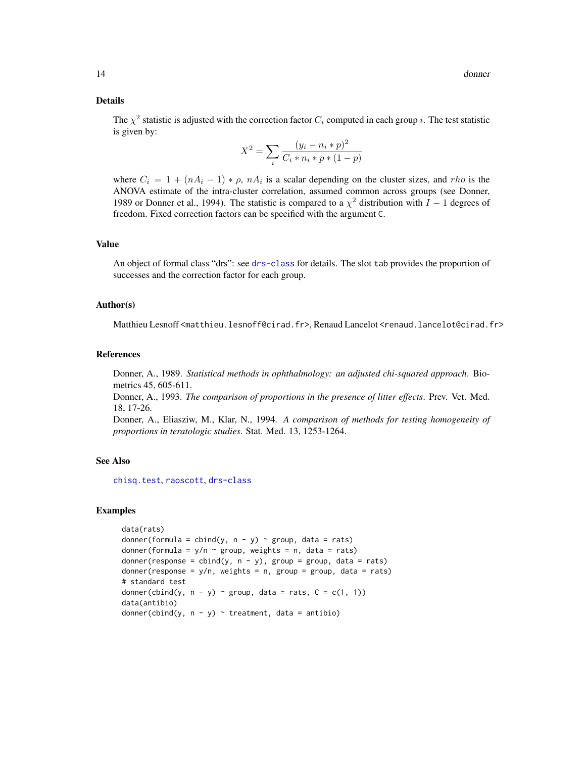### Details

The $\chi^2$ statistic is adjusted with the correction factor $C_i$ computed in each group $i$. The test statistic is given by:

$$X^2 = \sum_i \frac{(y_i - n_i * p)^2}{C_i * n_i * p * (1 - p)}$$

where $C_i = 1 + (nA_i - 1) * \rho$, $nA_i$ is a scalar depending on the cluster sizes, and $rho$ is the ANOVA estimate of the intra-cluster correlation, assumed common across groups (see Donner, 1989 or Donner et al., 1994). The statistic is compared to a $\chi^2$ distribution with $I - 1$ degrees of freedom. Fixed correction factors can be specified with the argument C.

### Value

An object of formal class "drs": see drs-class for details. The slot tab provides the proportion of successes and the correction factor for each group.

### Author(s)

Matthieu Lesnoff <matthieu.lesnoff@cirad.fr>, Renaud Lancelot <renaud.lancelot@cirad.fr>

### References

Donner, A., 1989. *Statistical methods in ophthalmology: an adjusted chi-squared approach*. Biometrics 45, 605-611.
Donner, A., 1993. *The comparison of proportions in the presence of litter effects*. Prev. Vet. Med. 18, 17-26.
Donner, A., Eliasziw, M., Klar, N., 1994. *A comparison of methods for testing homogeneity of proportions in teratologic studies*. Stat. Med. 13, 1253-1264.

### See Also

chisq.test, raoscott, drs-class

### Examples

```
data(rats)
donner(formula = cbind(y, n - y) ~ group, data = rats)
donner(formula = y/n ~ group, weights = n, data = rats)
donner(response = cbind(y, n - y), group = group, data = rats)
donner(response = y/n, weights = n, group = group, data = rats)
# standard test
donner(cbind(y, n - y) ~ group, data = rats, C = c(1, 1))
data(antibio)
donner(cbind(y, n - y) ~ treatment, data = antibio)
```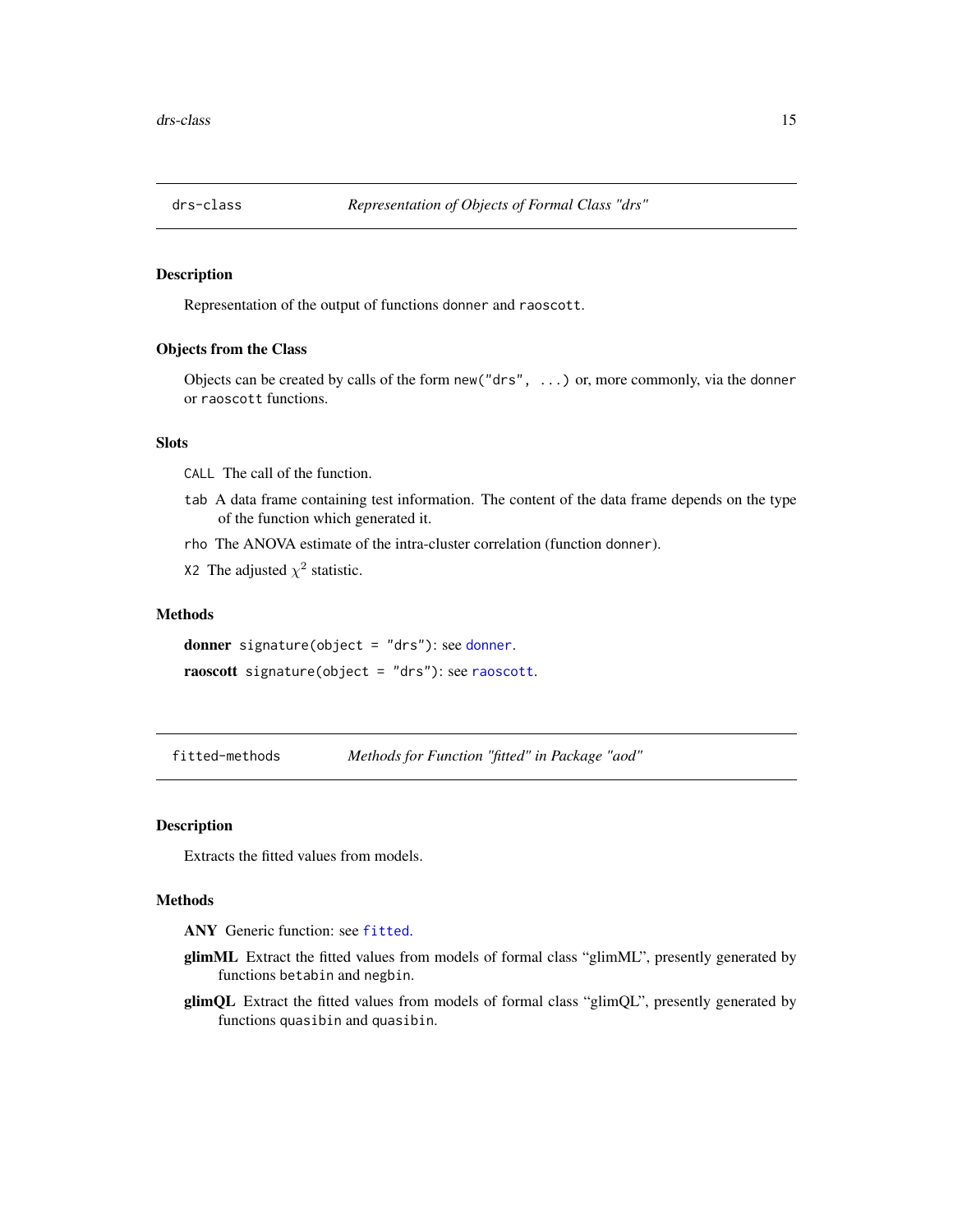## drs-class *Representation of Objects of Formal Class "drs"*

### Description

Representation of the output of functions `donner` and `raoscott`.

### Objects from the Class

Objects can be created by calls of the form `new("drs", ...)` or, more commonly, via the `donner` or `raoscott` functions.

### Slots

`CALL` The call of the function.

`tab` A data frame containing test information. The content of the data frame depends on the type of the function which generated it.

`rho` The ANOVA estimate of the intra-cluster correlation (function `donner`).

`X2` The adjusted $\chi^2$ statistic.

### Methods

**donner** `signature(object = "drs")`: see `donner`.

**raoscott** `signature(object = "drs")`: see `raoscott`.

## fitted-methods *Methods for Function "fitted" in Package "aod"*

### Description

Extracts the fitted values from models.

### Methods

**ANY** Generic function: see `fitted`.

**glimML** Extract the fitted values from models of formal class "glimML", presently generated by functions `betabin` and `negbin`.

**glimQL** Extract the fitted values from models of formal class "glimQL", presently generated by functions `quasibin` and `quasibin`.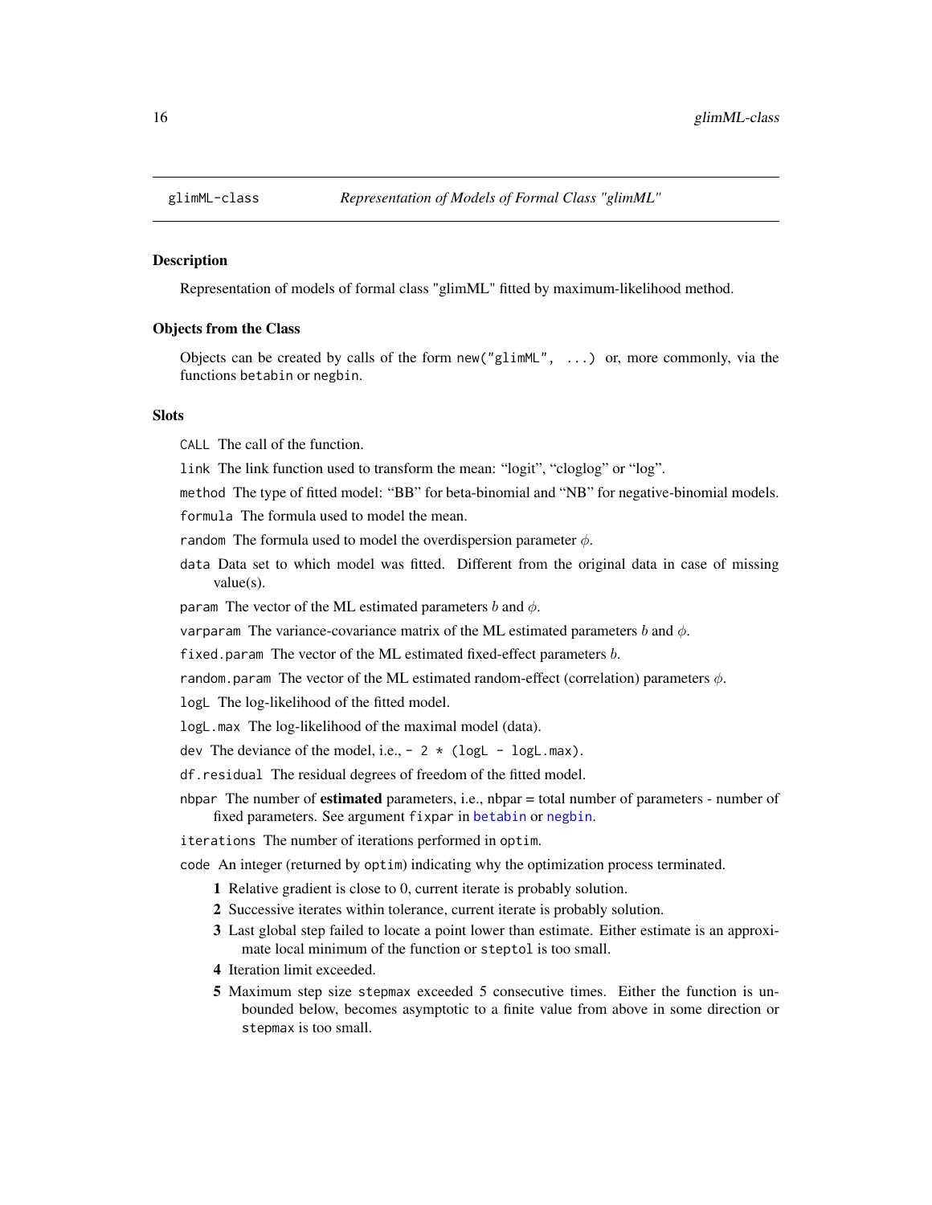glimML-class *Representation of Models of Formal Class "glimML"*

## Description

Representation of models of formal class "glimML" fitted by maximum-likelihood method.

## Objects from the Class

Objects can be created by calls of the form `new("glimML", ...)` or, more commonly, via the functions `betabin` or `negbin`.

## Slots

`CALL` The call of the function.

`link` The link function used to transform the mean: "logit", "cloglog" or "log".

`method` The type of fitted model: "BB" for beta-binomial and "NB" for negative-binomial models.

`formula` The formula used to model the mean.

`random` The formula used to model the overdispersion parameter $\phi$.

`data` Data set to which model was fitted. Different from the original data in case of missing value(s).

`param` The vector of the ML estimated parameters $b$ and $\phi$.

`varparam` The variance-covariance matrix of the ML estimated parameters $b$ and $\phi$.

`fixed.param` The vector of the ML estimated fixed-effect parameters $b$.

`random.param` The vector of the ML estimated random-effect (correlation) parameters $\phi$.

`logL` The log-likelihood of the fitted model.

`logL.max` The log-likelihood of the maximal model (data).

`dev` The deviance of the model, i.e., `- 2 * (logL - logL.max)`.

`df.residual` The residual degrees of freedom of the fitted model.

`nbpar` The number of **estimated** parameters, i.e., nbpar = total number of parameters - number of fixed parameters. See argument `fixpar` in `betabin` or `negbin`.

`iterations` The number of iterations performed in `optim`.

`code` An integer (returned by `optim`) indicating why the optimization process terminated.

**1** Relative gradient is close to 0, current iterate is probably solution.

**2** Successive iterates within tolerance, current iterate is probably solution.

**3** Last global step failed to locate a point lower than estimate. Either estimate is an approximate local minimum of the function or `steptol` is too small.

**4** Iteration limit exceeded.

**5** Maximum step size `stepmax` exceeded 5 consecutive times. Either the function is unbounded below, becomes asymptotic to a finite value from above in some direction or `stepmax` is too small.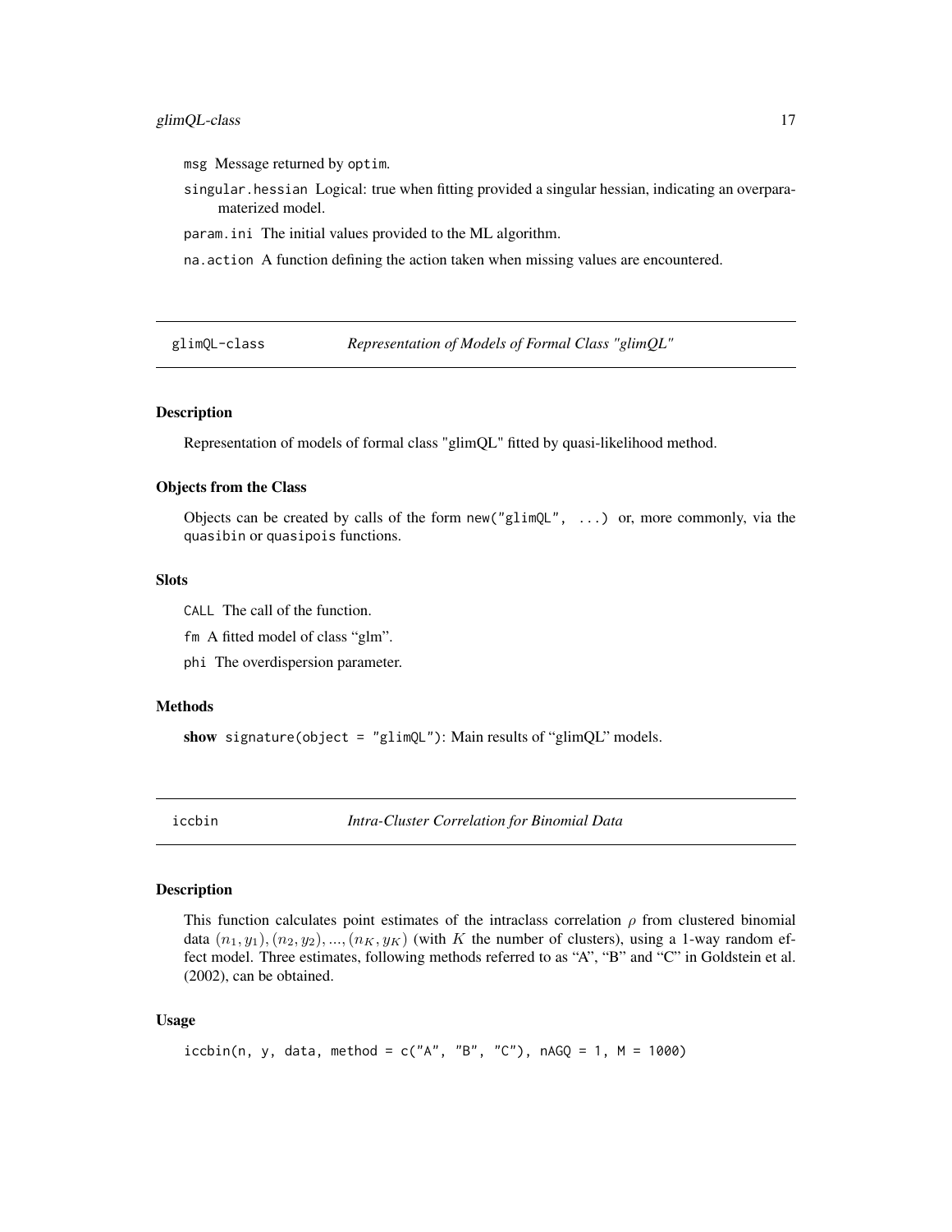msg Message returned by optim.

singular.hessian Logical: true when fitting provided a singular hessian, indicating an overparamaterized model.

param.ini The initial values provided to the ML algorithm.

na.action A function defining the action taken when missing values are encountered.

## glimQL-class — *Representation of Models of Formal Class "glimQL"*

### Description

Representation of models of formal class "glimQL" fitted by quasi-likelihood method.

### Objects from the Class

Objects can be created by calls of the form new("glimQL", ...) or, more commonly, via the quasibin or quasipois functions.

### Slots

CALL The call of the function.

fm A fitted model of class "glm".

phi The overdispersion parameter.

### Methods

**show** signature(object = "glimQL"): Main results of "glimQL" models.

## iccbin — *Intra-Cluster Correlation for Binomial Data*

### Description

This function calculates point estimates of the intraclass correlation $\rho$ from clustered binomial data $(n_1, y_1), (n_2, y_2), ..., (n_K, y_K)$ (with $K$ the number of clusters), using a 1-way random effect model. Three estimates, following methods referred to as "A", "B" and "C" in Goldstein et al. (2002), can be obtained.

### Usage

```
iccbin(n, y, data, method = c("A", "B", "C"), nAGQ = 1, M = 1000)
```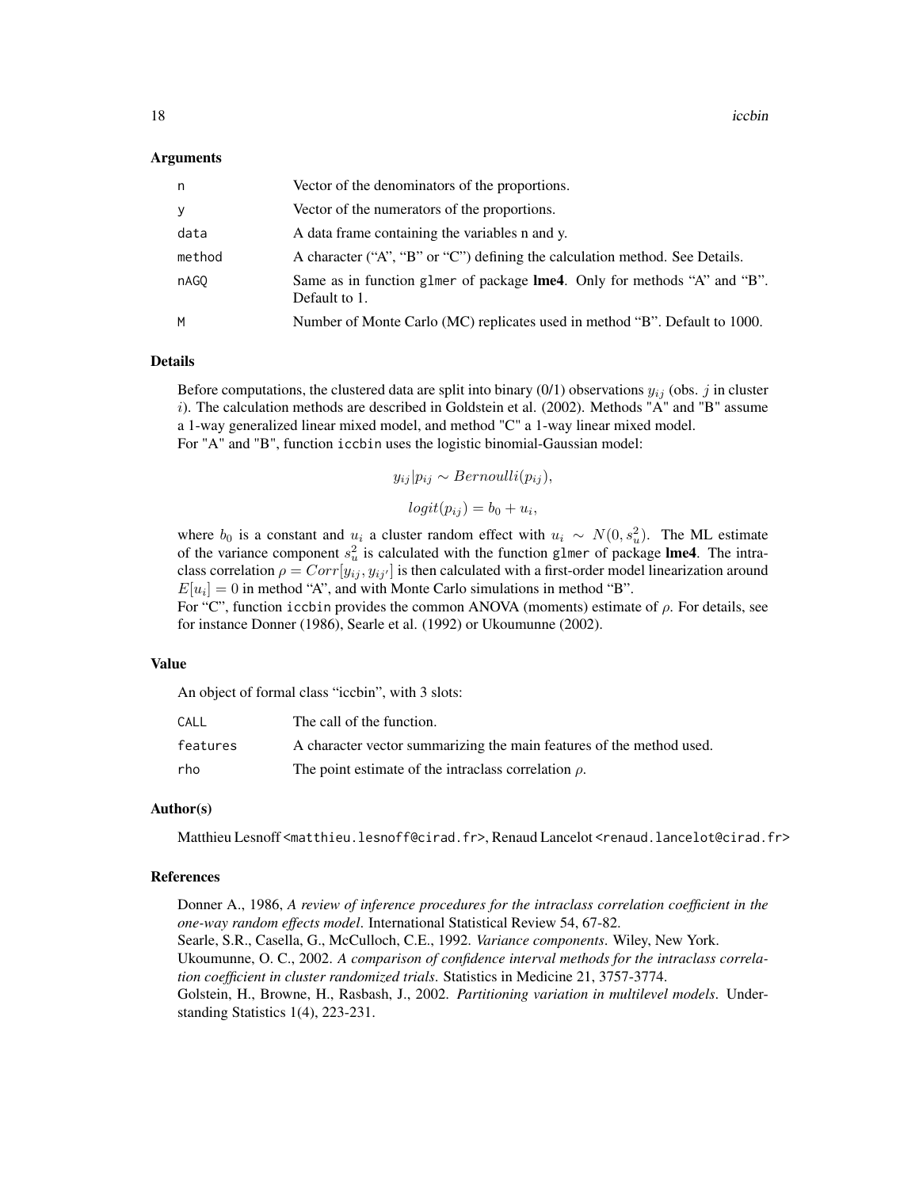## Arguments

| | |
|---|---|
| n | Vector of the denominators of the proportions. |
| y | Vector of the numerators of the proportions. |
| data | A data frame containing the variables n and y. |
| method | A character ("A", "B" or "C") defining the calculation method. See Details. |
| nAGQ | Same as in function glmer of package **lme4**. Only for methods "A" and "B". Default to 1. |
| M | Number of Monte Carlo (MC) replicates used in method "B". Default to 1000. |

## Details

Before computations, the clustered data are split into binary (0/1) observations $y_{ij}$ (obs. $j$ in cluster $i$). The calculation methods are described in Goldstein et al. (2002). Methods "A" and "B" assume a 1-way generalized linear mixed model, and method "C" a 1-way linear mixed model.
For "A" and "B", function iccbin uses the logistic binomial-Gaussian model:

$$y_{ij}|p_{ij} \sim Bernoulli(p_{ij}),$$

$$logit(p_{ij}) = b_0 + u_i,$$

where $b_0$ is a constant and $u_i$ a cluster random effect with $u_i \sim N(0, s_u^2)$. The ML estimate of the variance component $s_u^2$ is calculated with the function glmer of package **lme4**. The intraclass correlation $\rho = Corr[y_{ij}, y_{ij'}]$ is then calculated with a first-order model linearization around $E[u_i] = 0$ in method "A", and with Monte Carlo simulations in method "B".
For "C", function iccbin provides the common ANOVA (moments) estimate of $\rho$. For details, see for instance Donner (1986), Searle et al. (1992) or Ukoumunne (2002).

## Value

An object of formal class "iccbin", with 3 slots:

| | |
|---|---|
| CALL | The call of the function. |
| features | A character vector summarizing the main features of the method used. |
| rho | The point estimate of the intraclass correlation $\rho$. |

## Author(s)

Matthieu Lesnoff <matthieu.lesnoff@cirad.fr>, Renaud Lancelot <renaud.lancelot@cirad.fr>

## References

Donner A., 1986, *A review of inference procedures for the intraclass correlation coefficient in the one-way random effects model*. International Statistical Review 54, 67-82.
Searle, S.R., Casella, G., McCulloch, C.E., 1992. *Variance components*. Wiley, New York.
Ukoumunne, O. C., 2002. *A comparison of confidence interval methods for the intraclass correlation coefficient in cluster randomized trials*. Statistics in Medicine 21, 3757-3774.
Golstein, H., Browne, H., Rasbash, J., 2002. *Partitioning variation in multilevel models*. Understanding Statistics 1(4), 223-231.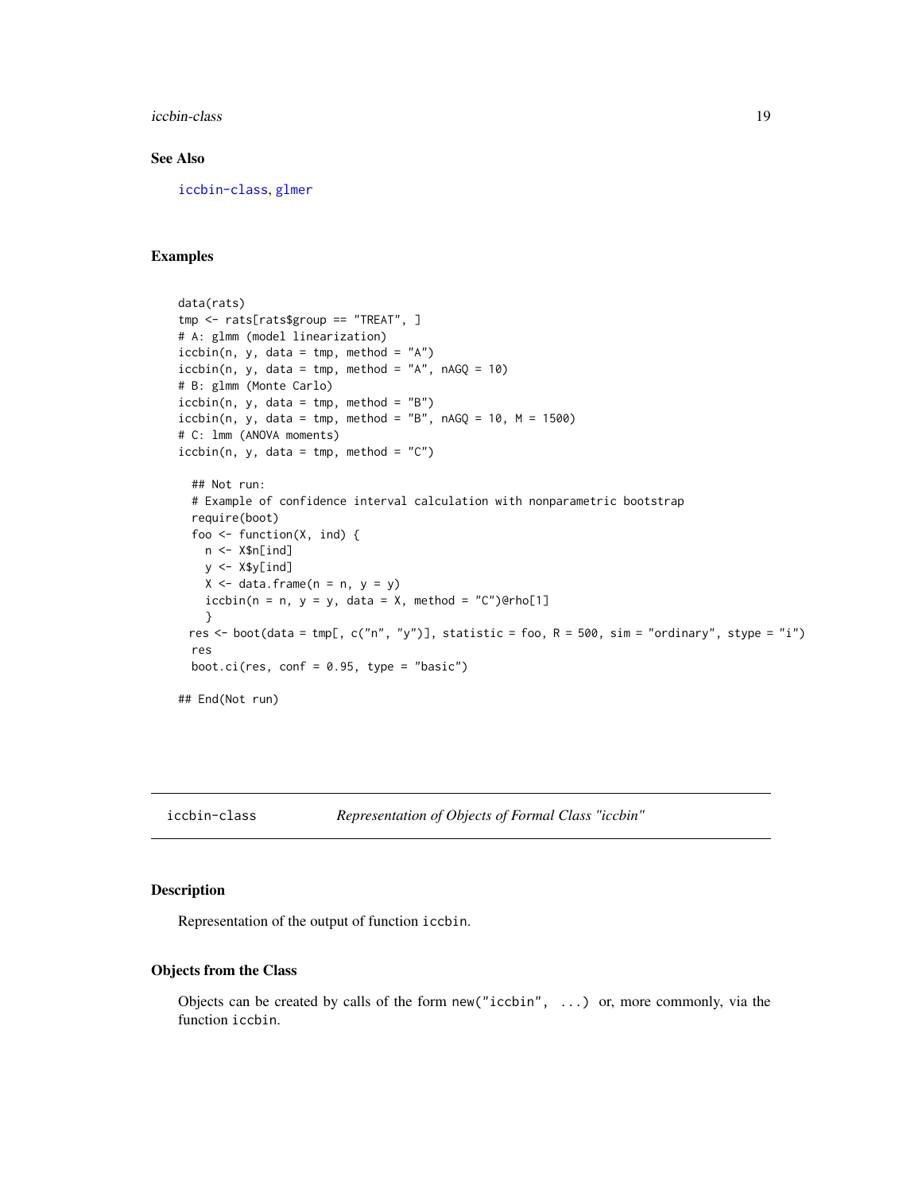## See Also

iccbin-class, glmer

## Examples

```
data(rats)
tmp <- rats[rats$group == "TREAT", ]
# A: glmm (model linearization)
iccbin(n, y, data = tmp, method = "A")
iccbin(n, y, data = tmp, method = "A", nAGQ = 10)
# B: glmm (Monte Carlo)
iccbin(n, y, data = tmp, method = "B")
iccbin(n, y, data = tmp, method = "B", nAGQ = 10, M = 1500)
# C: lmm (ANOVA moments)
iccbin(n, y, data = tmp, method = "C")

  ## Not run:
  # Example of confidence interval calculation with nonparametric bootstrap
  require(boot)
  foo <- function(X, ind) {
    n <- X$n[ind]
    y <- X$y[ind]
    X <- data.frame(n = n, y = y)
    iccbin(n = n, y = y, data = X, method = "C")@rho[1]
    }
 res <- boot(data = tmp[, c("n", "y")], statistic = foo, R = 500, sim = "ordinary", stype = "i")
  res
  boot.ci(res, conf = 0.95, type = "basic")

## End(Not run)
```

---

iccbin-class *Representation of Objects of Formal Class "iccbin"*

---

## Description

Representation of the output of function iccbin.

## Objects from the Class

Objects can be created by calls of the form new("iccbin", ...) or, more commonly, via the function iccbin.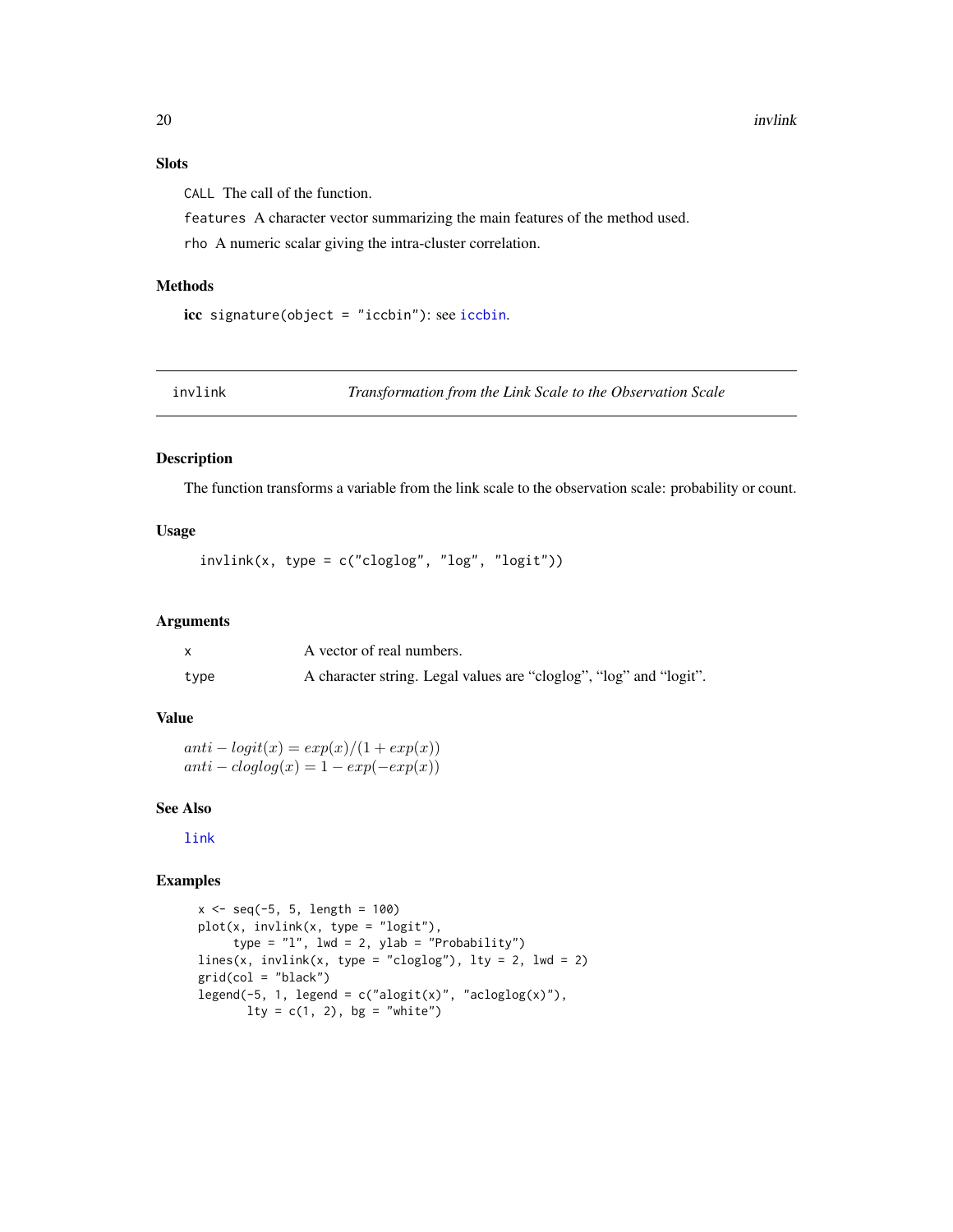### Slots

`CALL` The call of the function.

`features` A character vector summarizing the main features of the method used.

`rho` A numeric scalar giving the intra-cluster correlation.

### Methods

**icc** `signature(object = "iccbin")`: see `iccbin`.

---

## invlink — *Transformation from the Link Scale to the Observation Scale*

---

### Description

The function transforms a variable from the link scale to the observation scale: probability or count.

### Usage

```
invlink(x, type = c("cloglog", "log", "logit"))
```

### Arguments

| | |
|---|---|
| `x` | A vector of real numbers. |
| `type` | A character string. Legal values are "cloglog", "log" and "logit". |

### Value

$anti - logit(x) = exp(x)/(1 + exp(x))$
$anti - cloglog(x) = 1 - exp(-exp(x))$

### See Also

`link`

### Examples

```
x <- seq(-5, 5, length = 100)
plot(x, invlink(x, type = "logit"),
     type = "l", lwd = 2, ylab = "Probability")
lines(x, invlink(x, type = "cloglog"), lty = 2, lwd = 2)
grid(col = "black")
legend(-5, 1, legend = c("alogit(x)", "acloglog(x)"),
       lty = c(1, 2), bg = "white")
```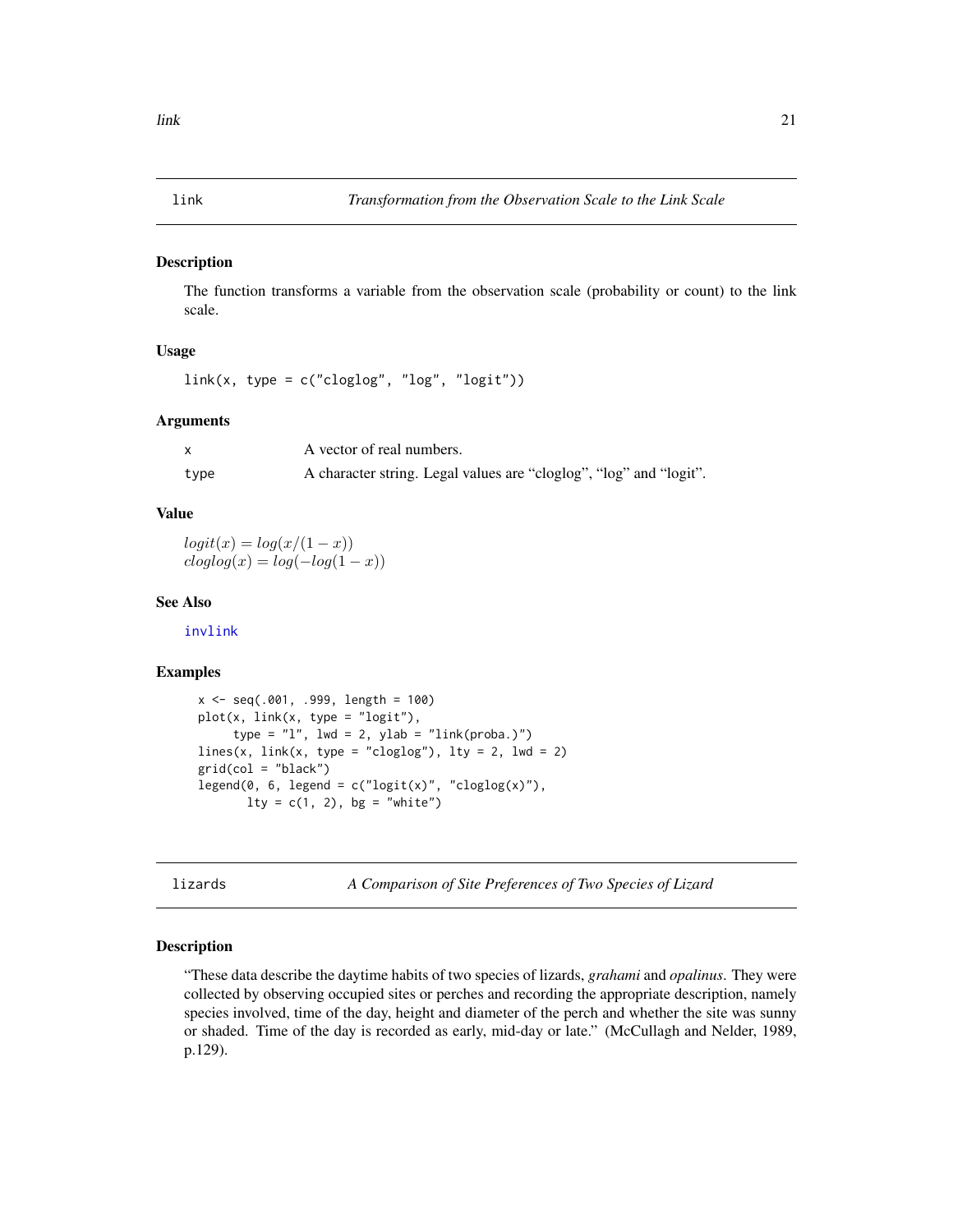## link — *Transformation from the Observation Scale to the Link Scale*

### Description

The function transforms a variable from the observation scale (probability or count) to the link scale.

### Usage

```
link(x, type = c("cloglog", "log", "logit"))
```

### Arguments

| | |
|---|---|
| x | A vector of real numbers. |
| type | A character string. Legal values are “cloglog”, “log” and “logit”. |

### Value

$logit(x) = log(x/(1 - x))$
$cloglog(x) = log(-log(1 - x))$

### See Also

invlink

### Examples

```
x <- seq(.001, .999, length = 100)
plot(x, link(x, type = "logit"),
     type = "l", lwd = 2, ylab = "link(proba.)")
lines(x, link(x, type = "cloglog"), lty = 2, lwd = 2)
grid(col = "black")
legend(0, 6, legend = c("logit(x)", "cloglog(x)"),
       lty = c(1, 2), bg = "white")
```

## lizards — *A Comparison of Site Preferences of Two Species of Lizard*

### Description

“These data describe the daytime habits of two species of lizards, *grahami* and *opalinus*. They were collected by observing occupied sites or perches and recording the appropriate description, namely species involved, time of the day, height and diameter of the perch and whether the site was sunny or shaded. Time of the day is recorded as early, mid-day or late.” (McCullagh and Nelder, 1989, p.129).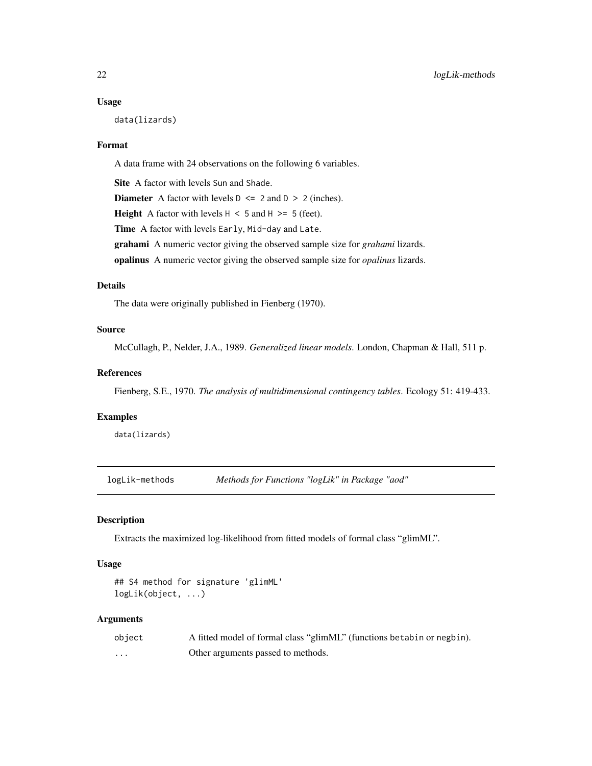### Usage

```
data(lizards)
```

### Format

A data frame with 24 observations on the following 6 variables.

**Site** A factor with levels `Sun` and `Shade`.

**Diameter** A factor with levels `D <= 2` and `D > 2` (inches).

**Height** A factor with levels `H < 5` and `H >= 5` (feet).

**Time** A factor with levels `Early`, `Mid-day` and `Late`.

**grahami** A numeric vector giving the observed sample size for *grahami* lizards.

**opalinus** A numeric vector giving the observed sample size for *opalinus* lizards.

### Details

The data were originally published in Fienberg (1970).

### Source

McCullagh, P., Nelder, J.A., 1989. *Generalized linear models*. London, Chapman & Hall, 511 p.

### References

Fienberg, S.E., 1970. *The analysis of multidimensional contingency tables*. Ecology 51: 419-433.

### Examples

```
data(lizards)
```

---

## logLik-methods — *Methods for Functions "logLik" in Package "aod"*

---

### Description

Extracts the maximized log-likelihood from fitted models of formal class “glimML”.

### Usage

```
## S4 method for signature 'glimML'
logLik(object, ...)
```

### Arguments

| | |
|---|---|
| `object` | A fitted model of formal class “glimML” (functions `betabin` or `negbin`). |
| `...` | Other arguments passed to methods. |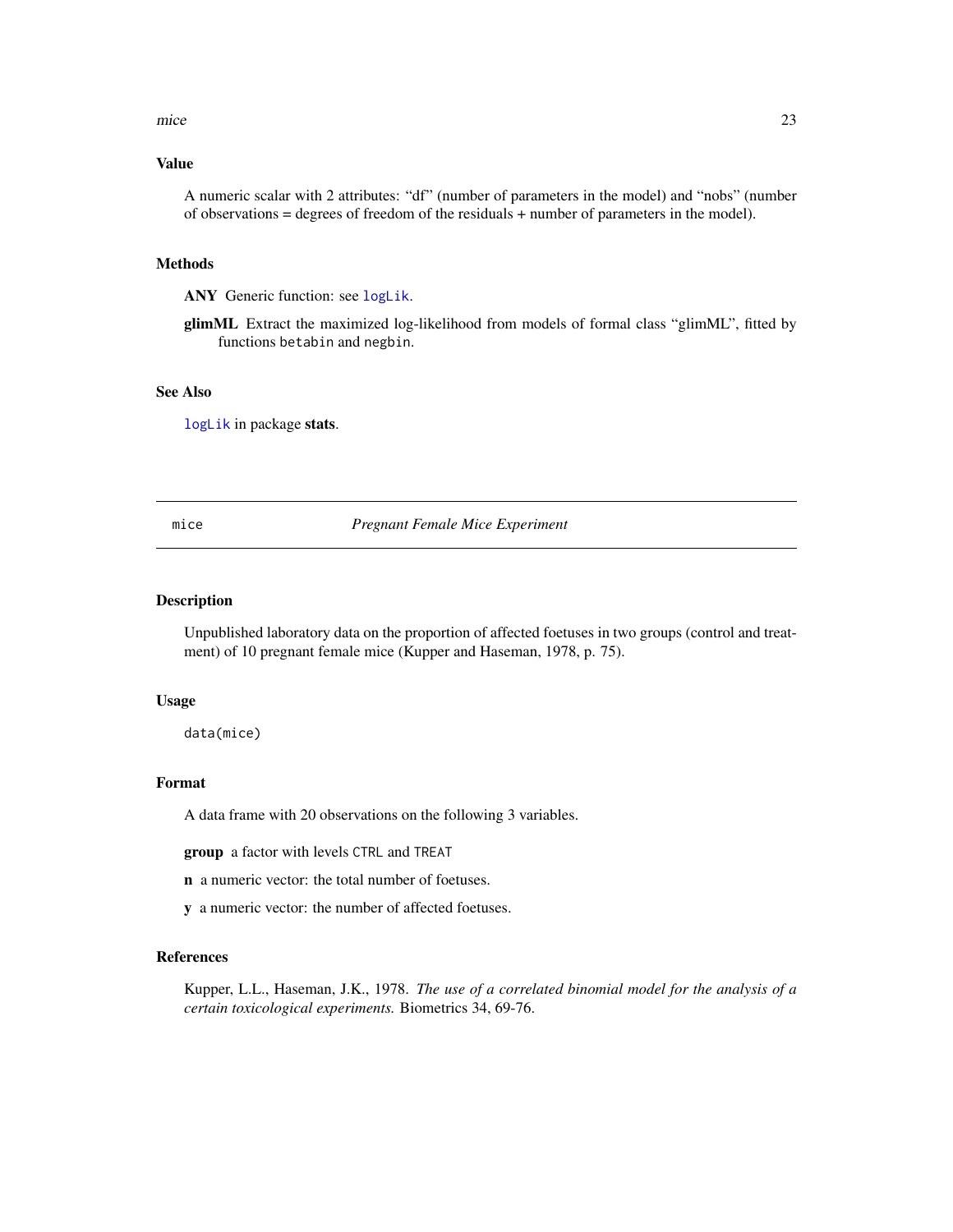### Value

A numeric scalar with 2 attributes: "df" (number of parameters in the model) and "nobs" (number of observations = degrees of freedom of the residuals + number of parameters in the model).

### Methods

**ANY** Generic function: see `logLik`.

**glimML** Extract the maximized log-likelihood from models of formal class "glimML", fitted by functions `betabin` and `negbin`.

### See Also

`logLik` in package **stats**.

---

## mice *Pregnant Female Mice Experiment*

---

### Description

Unpublished laboratory data on the proportion of affected foetuses in two groups (control and treatment) of 10 pregnant female mice (Kupper and Haseman, 1978, p. 75).

### Usage

```
data(mice)
```

### Format

A data frame with 20 observations on the following 3 variables.

**group** a factor with levels `CTRL` and `TREAT`

**n** a numeric vector: the total number of foetuses.

**y** a numeric vector: the number of affected foetuses.

### References

Kupper, L.L., Haseman, J.K., 1978. *The use of a correlated binomial model for the analysis of a certain toxicological experiments.* Biometrics 34, 69-76.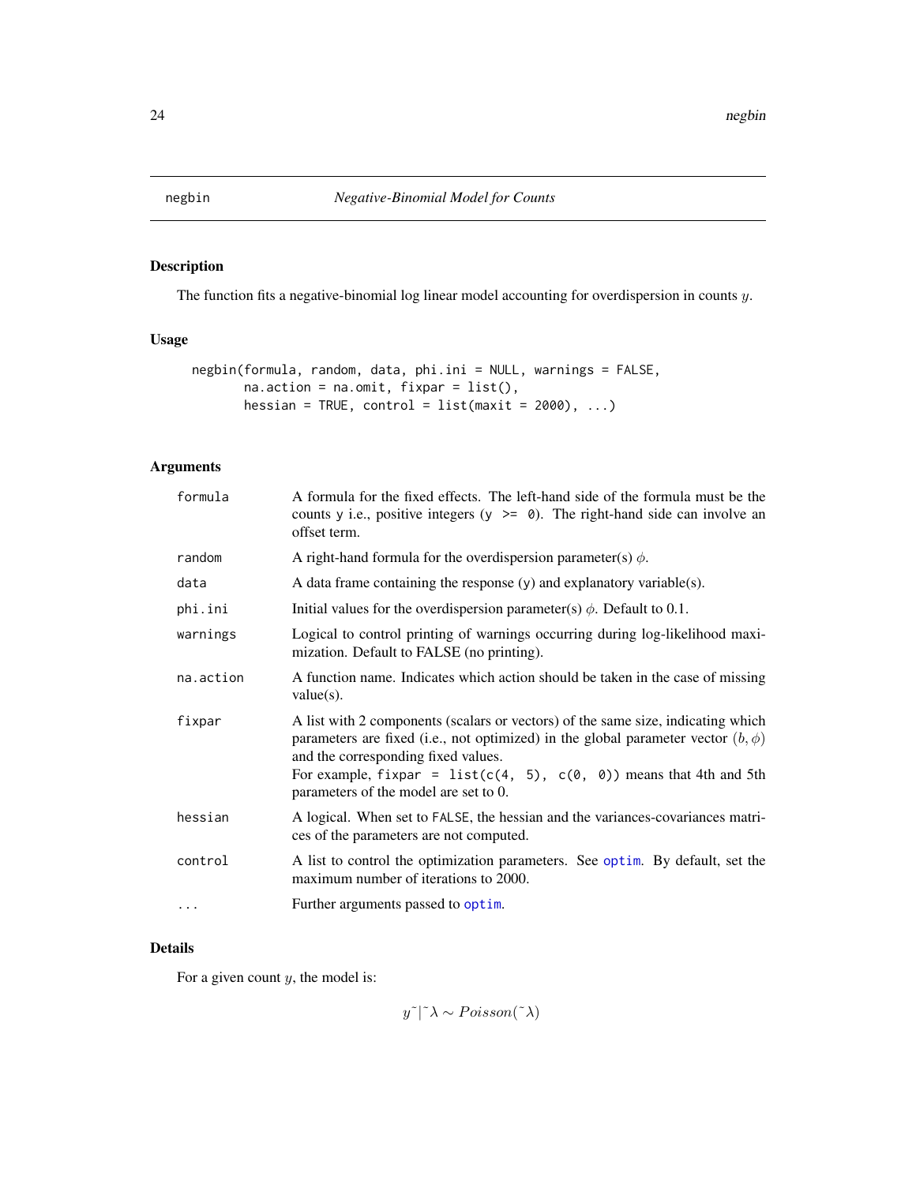# negbin — *Negative-Binomial Model for Counts*

## Description

The function fits a negative-binomial log linear model accounting for overdispersion in counts $y$.

## Usage

```
negbin(formula, random, data, phi.ini = NULL, warnings = FALSE,
       na.action = na.omit, fixpar = list(),
       hessian = TRUE, control = list(maxit = 2000), ...)
```

## Arguments

| | |
|---|---|
| formula | A formula for the fixed effects. The left-hand side of the formula must be the counts y i.e., positive integers (y >= 0). The right-hand side can involve an offset term. |
| random | A right-hand formula for the overdispersion parameter(s) $\phi$. |
| data | A data frame containing the response (y) and explanatory variable(s). |
| phi.ini | Initial values for the overdispersion parameter(s) $\phi$. Default to 0.1. |
| warnings | Logical to control printing of warnings occurring during log-likelihood maximization. Default to FALSE (no printing). |
| na.action | A function name. Indicates which action should be taken in the case of missing value(s). |
| fixpar | A list with 2 components (scalars or vectors) of the same size, indicating which parameters are fixed (i.e., not optimized) in the global parameter vector $(b, \phi)$ and the corresponding fixed values.<br>For example, `fixpar = list(c(4, 5), c(0, 0))` means that 4th and 5th parameters of the model are set to 0. |
| hessian | A logical. When set to FALSE, the hessian and the variances-covariances matrices of the parameters are not computed. |
| control | A list to control the optimization parameters. See optim. By default, set the maximum number of iterations to 2000. |
| ... | Further arguments passed to optim. |

## Details

For a given count $y$, the model is:

$$y \,|\, \lambda \sim Poisson(\lambda)$$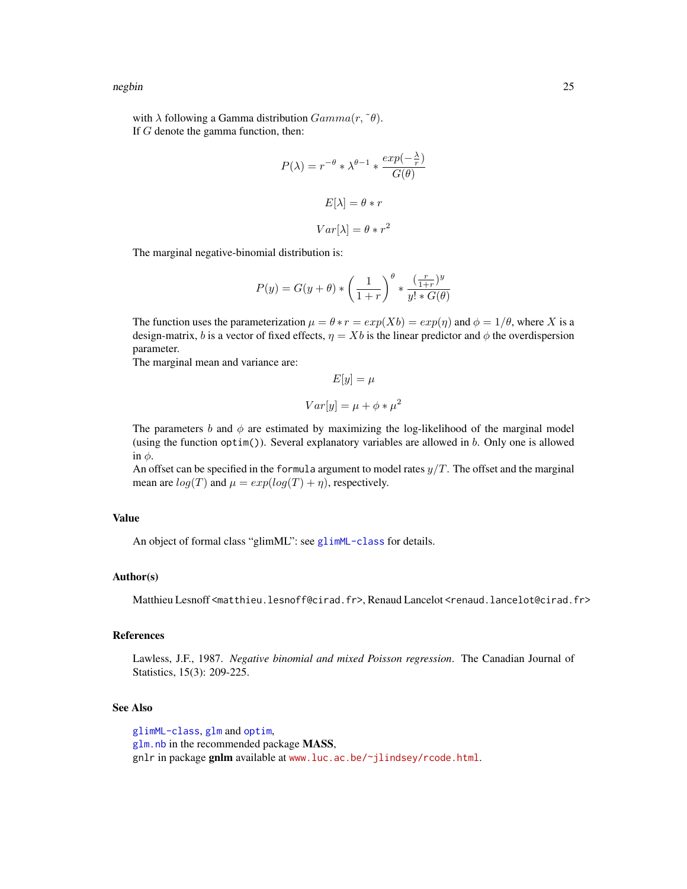with $\lambda$ following a Gamma distribution $Gamma(r, \tilde{}\theta)$.
If $G$ denote the gamma function, then:

$$P(\lambda) = r^{-\theta} * \lambda^{\theta-1} * \frac{exp(-\frac{\lambda}{r})}{G(\theta)}$$

$$E[\lambda] = \theta * r$$

$$Var[\lambda] = \theta * r^2$$

The marginal negative-binomial distribution is:

$$P(y) = G(y + \theta) * \left(\frac{1}{1+r}\right)^{\theta} * \frac{(\frac{r}{1+r})^y}{y! * G(\theta)}$$

The function uses the parameterization $\mu = \theta * r = exp(Xb) = exp(\eta)$ and $\phi = 1/\theta$, where $X$ is a design-matrix, $b$ is a vector of fixed effects, $\eta = Xb$ is the linear predictor and $\phi$ the overdispersion parameter.
The marginal mean and variance are:

$$E[y] = \mu$$

$$Var[y] = \mu + \phi * \mu^2$$

The parameters $b$ and $\phi$ are estimated by maximizing the log-likelihood of the marginal model (using the function `optim()`). Several explanatory variables are allowed in $b$. Only one is allowed in $\phi$.
An offset can be specified in the `formula` argument to model rates $y/T$. The offset and the marginal mean are $log(T)$ and $\mu = exp(log(T) + \eta)$, respectively.

## Value

An object of formal class “glimML”: see `glimML-class` for details.

## Author(s)

Matthieu Lesnoff <matthieu.lesnoff@cirad.fr>, Renaud Lancelot <renaud.lancelot@cirad.fr>

## References

Lawless, J.F., 1987. *Negative binomial and mixed Poisson regression*. The Canadian Journal of Statistics, 15(3): 209-225.

## See Also

`glimML-class`, `glm` and `optim`,
`glm.nb` in the recommended package **MASS**,
`gnlr` in package **gnlm** available at www.luc.ac.be/~jlindsey/rcode.html.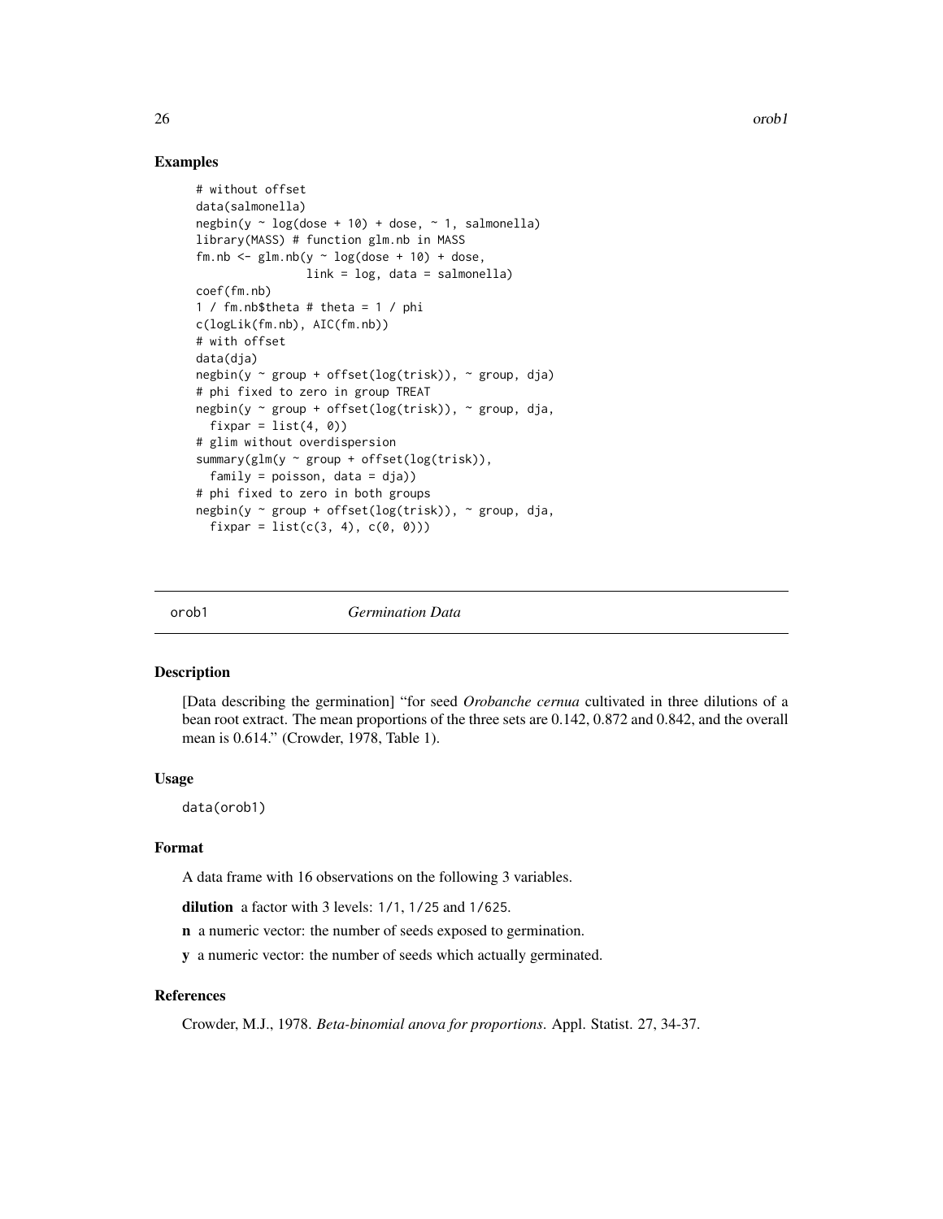## Examples

```
# without offset
data(salmonella)
negbin(y ~ log(dose + 10) + dose, ~ 1, salmonella)
library(MASS) # function glm.nb in MASS
fm.nb <- glm.nb(y ~ log(dose + 10) + dose,
                link = log, data = salmonella)
coef(fm.nb)
1 / fm.nb$theta # theta = 1 / phi
c(logLik(fm.nb), AIC(fm.nb))
# with offset
data(dja)
negbin(y ~ group + offset(log(trisk)), ~ group, dja)
# phi fixed to zero in group TREAT
negbin(y ~ group + offset(log(trisk)), ~ group, dja,
  fixpar = list(4, 0))
# glim without overdispersion
summary(glm(y ~ group + offset(log(trisk)),
  family = poisson, data = dja))
# phi fixed to zero in both groups
negbin(y ~ group + offset(log(trisk)), ~ group, dja,
  fixpar = list(c(3, 4), c(0, 0)))
```

---

# orob1 — *Germination Data*

---

## Description

[Data describing the germination] "for seed *Orobanche cernua* cultivated in three dilutions of a bean root extract. The mean proportions of the three sets are 0.142, 0.872 and 0.842, and the overall mean is 0.614." (Crowder, 1978, Table 1).

## Usage

```
data(orob1)
```

## Format

A data frame with 16 observations on the following 3 variables.

**dilution** a factor with 3 levels: `1/1`, `1/25` and `1/625`.

**n** a numeric vector: the number of seeds exposed to germination.

**y** a numeric vector: the number of seeds which actually germinated.

## References

Crowder, M.J., 1978. *Beta-binomial anova for proportions*. Appl. Statist. 27, 34-37.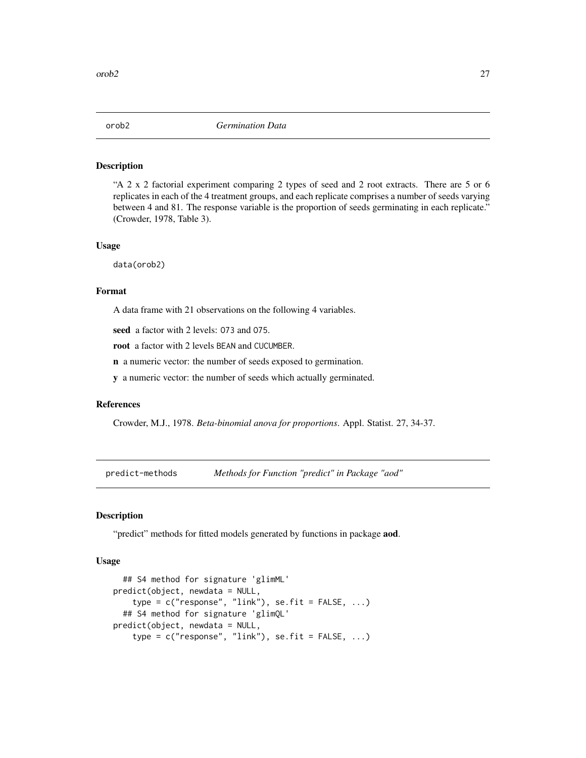## orob2 *Germination Data*

### Description

"A 2 x 2 factorial experiment comparing 2 types of seed and 2 root extracts. There are 5 or 6 replicates in each of the 4 treatment groups, and each replicate comprises a number of seeds varying between 4 and 81. The response variable is the proportion of seeds germinating in each replicate." (Crowder, 1978, Table 3).

### Usage

```
data(orob2)
```

### Format

A data frame with 21 observations on the following 4 variables.

**seed** a factor with 2 levels: O73 and O75.

**root** a factor with 2 levels BEAN and CUCUMBER.

**n** a numeric vector: the number of seeds exposed to germination.

**y** a numeric vector: the number of seeds which actually germinated.

### References

Crowder, M.J., 1978. *Beta-binomial anova for proportions*. Appl. Statist. 27, 34-37.

## predict-methods *Methods for Function "predict" in Package "aod"*

### Description

"predict" methods for fitted models generated by functions in package **aod**.

### Usage

```
  ## S4 method for signature 'glimML'
predict(object, newdata = NULL,
    type = c("response", "link"), se.fit = FALSE, ...)
  ## S4 method for signature 'glimQL'
predict(object, newdata = NULL,
    type = c("response", "link"), se.fit = FALSE, ...)
```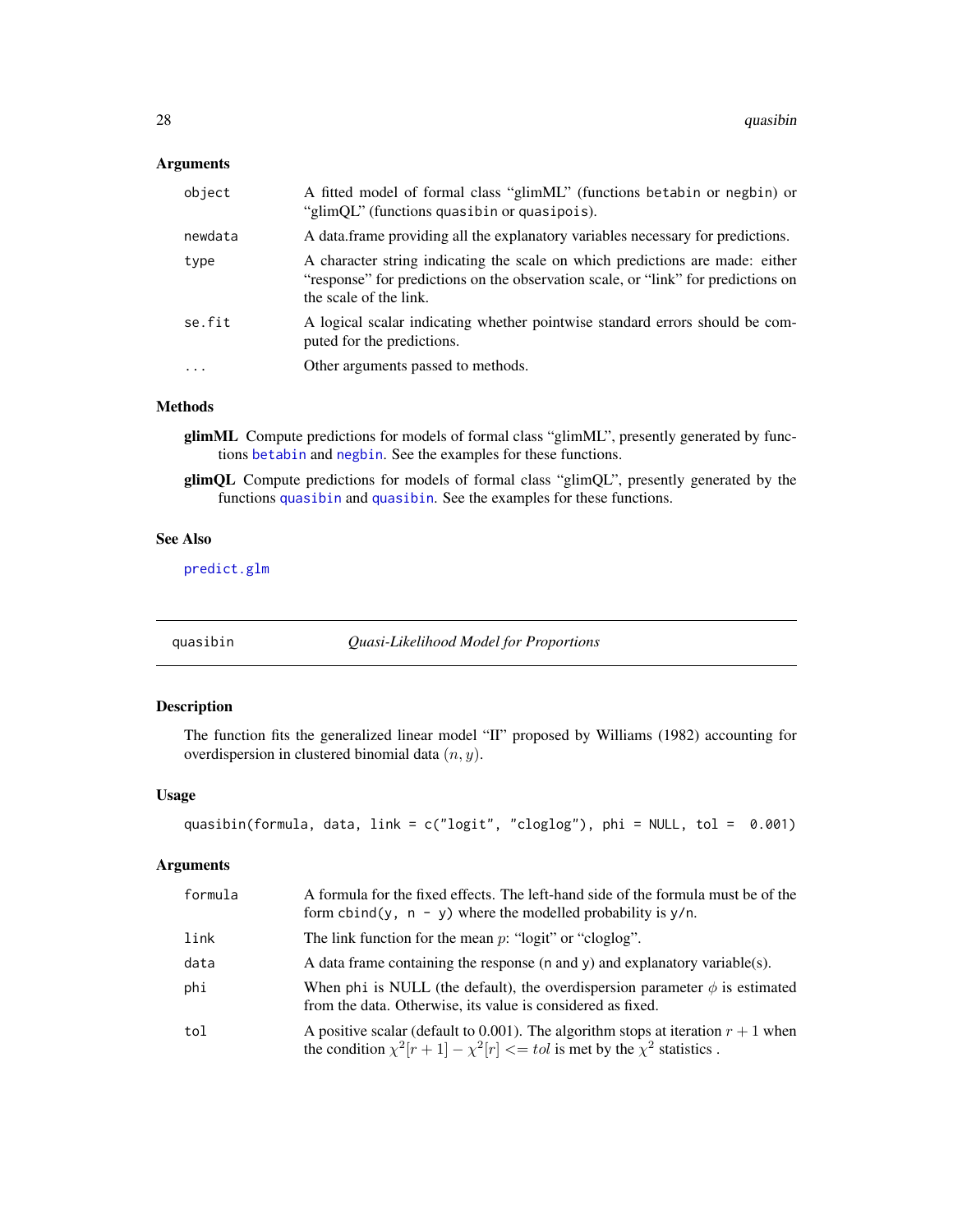### Arguments

| | |
|---|---|
| `object` | A fitted model of formal class "glimML" (functions `betabin` or `negbin`) or "glimQL" (functions `quasibin` or `quasipois`). |
| `newdata` | A data.frame providing all the explanatory variables necessary for predictions. |
| `type` | A character string indicating the scale on which predictions are made: either "response" for predictions on the observation scale, or "link" for predictions on the scale of the link. |
| `se.fit` | A logical scalar indicating whether pointwise standard errors should be computed for the predictions. |
| `...` | Other arguments passed to methods. |

### Methods

**glimML** Compute predictions for models of formal class "glimML", presently generated by functions `betabin` and `negbin`. See the examples for these functions.

**glimQL** Compute predictions for models of formal class "glimQL", presently generated by the functions `quasibin` and `quasibin`. See the examples for these functions.

### See Also

`predict.glm`

---

## quasibin — *Quasi-Likelihood Model for Proportions*

### Description

The function fits the generalized linear model "II" proposed by Williams (1982) accounting for overdispersion in clustered binomial data $(n, y)$.

### Usage

```
quasibin(formula, data, link = c("logit", "cloglog"), phi = NULL, tol =  0.001)
```

### Arguments

| | |
|---|---|
| `formula` | A formula for the fixed effects. The left-hand side of the formula must be of the form `cbind(y, n - y)` where the modelled probability is `y/n`. |
| `link` | The link function for the mean $p$: "logit" or "cloglog". |
| `data` | A data frame containing the response (`n` and `y`) and explanatory variable(s). |
| `phi` | When `phi` is NULL (the default), the overdispersion parameter $\phi$ is estimated from the data. Otherwise, its value is considered as fixed. |
| `tol` | A positive scalar (default to 0.001). The algorithm stops at iteration $r + 1$ when the condition $\chi^2[r + 1] - \chi^2[r] <= tol$ is met by the $\chi^2$ statistics . |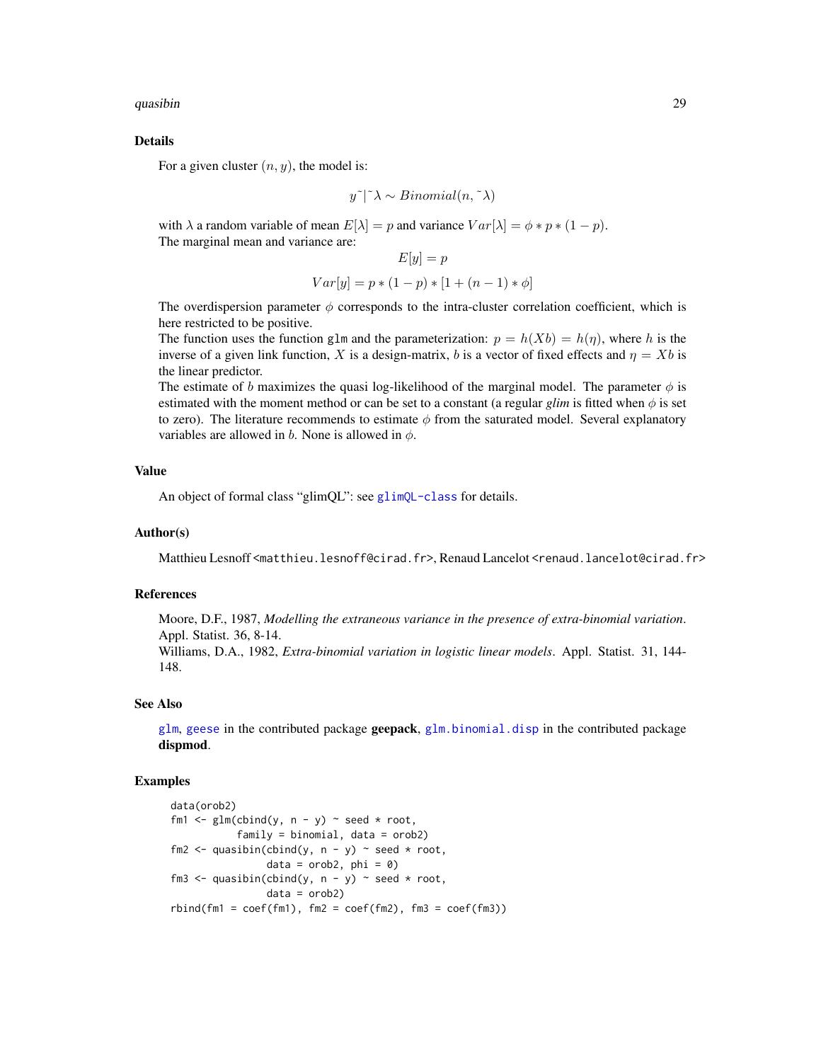## Details

For a given cluster $(n, y)$, the model is:

$$y\tilde{}|\tilde{}\lambda \sim Binomial(n,\tilde{}\lambda)$$

with $\lambda$ a random variable of mean $E[\lambda] = p$ and variance $Var[\lambda] = \phi * p * (1 - p)$.
The marginal mean and variance are:

$$E[y] = p$$

$$Var[y] = p * (1 - p) * [1 + (n - 1) * \phi]$$

The overdispersion parameter $\phi$ corresponds to the intra-cluster correlation coefficient, which is here restricted to be positive.
The function uses the function `glm` and the parameterization: $p = h(Xb) = h(\eta)$, where $h$ is the inverse of a given link function, $X$ is a design-matrix, $b$ is a vector of fixed effects and $\eta = Xb$ is the linear predictor.
The estimate of $b$ maximizes the quasi log-likelihood of the marginal model. The parameter $\phi$ is estimated with the moment method or can be set to a constant (a regular *glim* is fitted when $\phi$ is set to zero). The literature recommends to estimate $\phi$ from the saturated model. Several explanatory variables are allowed in $b$. None is allowed in $\phi$.

## Value

An object of formal class "glimQL": see `glimQL-class` for details.

## Author(s)

Matthieu Lesnoff <matthieu.lesnoff@cirad.fr>, Renaud Lancelot <renaud.lancelot@cirad.fr>

## References

Moore, D.F., 1987, *Modelling the extraneous variance in the presence of extra-binomial variation*. Appl. Statist. 36, 8-14.
Williams, D.A., 1982, *Extra-binomial variation in logistic linear models*. Appl. Statist. 31, 144-148.

## See Also

`glm`, `geese` in the contributed package **geepack**, `glm.binomial.disp` in the contributed package **dispmod**.

## Examples

```
data(orob2)
fm1 <- glm(cbind(y, n - y) ~ seed * root,
           family = binomial, data = orob2)
fm2 <- quasibin(cbind(y, n - y) ~ seed * root,
                data = orob2, phi = 0)
fm3 <- quasibin(cbind(y, n - y) ~ seed * root,
                data = orob2)
rbind(fm1 = coef(fm1), fm2 = coef(fm2), fm3 = coef(fm3))
```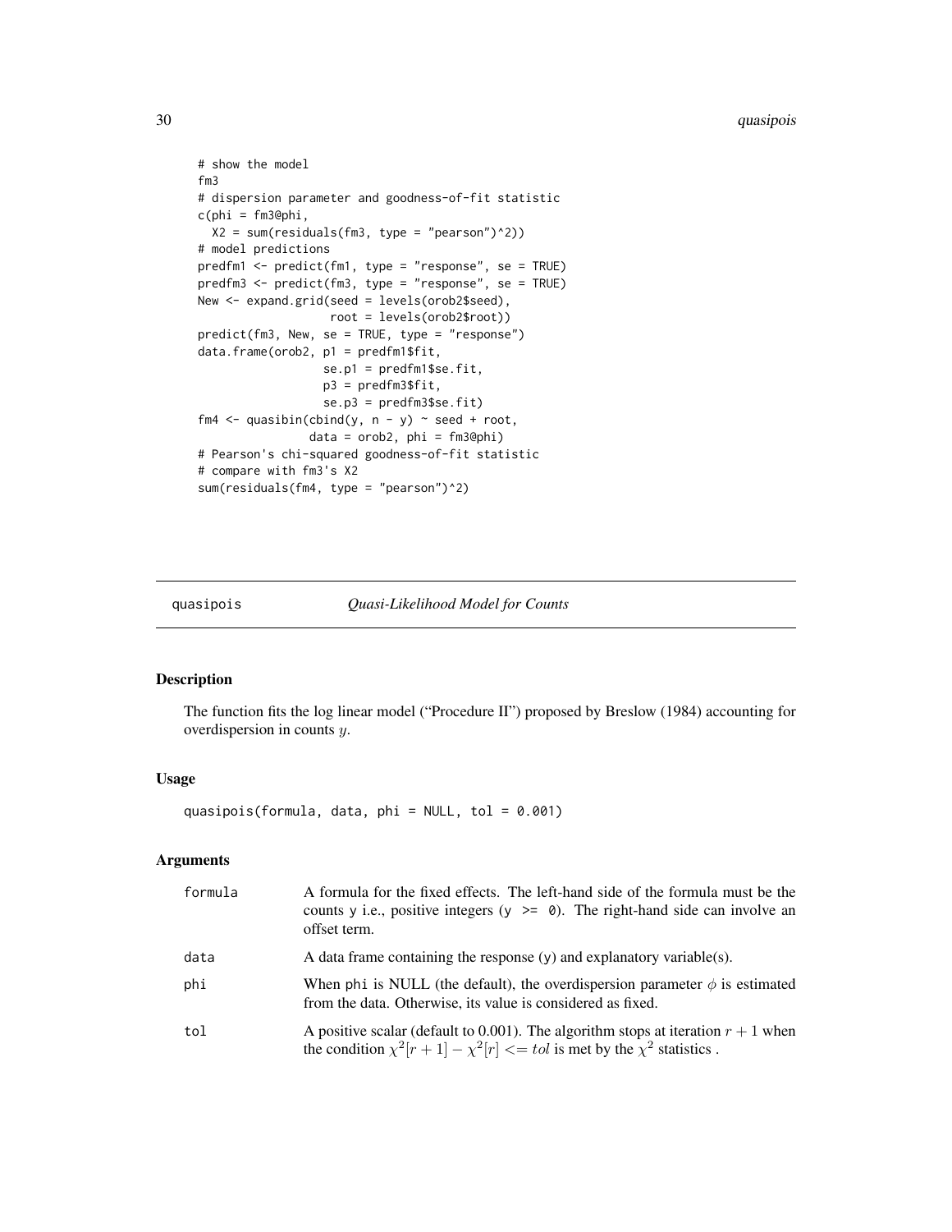```
# show the model
fm3
# dispersion parameter and goodness-of-fit statistic
c(phi = fm3@phi,
  X2 = sum(residuals(fm3, type = "pearson")^2))
# model predictions
predfm1 <- predict(fm1, type = "response", se = TRUE)
predfm3 <- predict(fm3, type = "response", se = TRUE)
New <- expand.grid(seed = levels(orob2$seed),
                   root = levels(orob2$root))
predict(fm3, New, se = TRUE, type = "response")
data.frame(orob2, p1 = predfm1$fit,
                  se.p1 = predfm1$se.fit,
                  p3 = predfm3$fit,
                  se.p3 = predfm3$se.fit)
fm4 <- quasibin(cbind(y, n - y) ~ seed + root,
                data = orob2, phi = fm3@phi)
# Pearson's chi-squared goodness-of-fit statistic
# compare with fm3's X2
sum(residuals(fm4, type = "pearson")^2)
```

## quasipois *Quasi-Likelihood Model for Counts*

### Description

The function fits the log linear model ("Procedure II") proposed by Breslow (1984) accounting for overdispersion in counts $y$.

### Usage

```
quasipois(formula, data, phi = NULL, tol = 0.001)
```

### Arguments

| | |
|---|---|
| formula | A formula for the fixed effects. The left-hand side of the formula must be the counts y i.e., positive integers (y >= 0). The right-hand side can involve an offset term. |
| data | A data frame containing the response (y) and explanatory variable(s). |
| phi | When phi is NULL (the default), the overdispersion parameter $\phi$ is estimated from the data. Otherwise, its value is considered as fixed. |
| tol | A positive scalar (default to 0.001). The algorithm stops at iteration $r + 1$ when the condition $\chi^2[r + 1] - \chi^2[r] <= tol$ is met by the $\chi^2$ statistics . |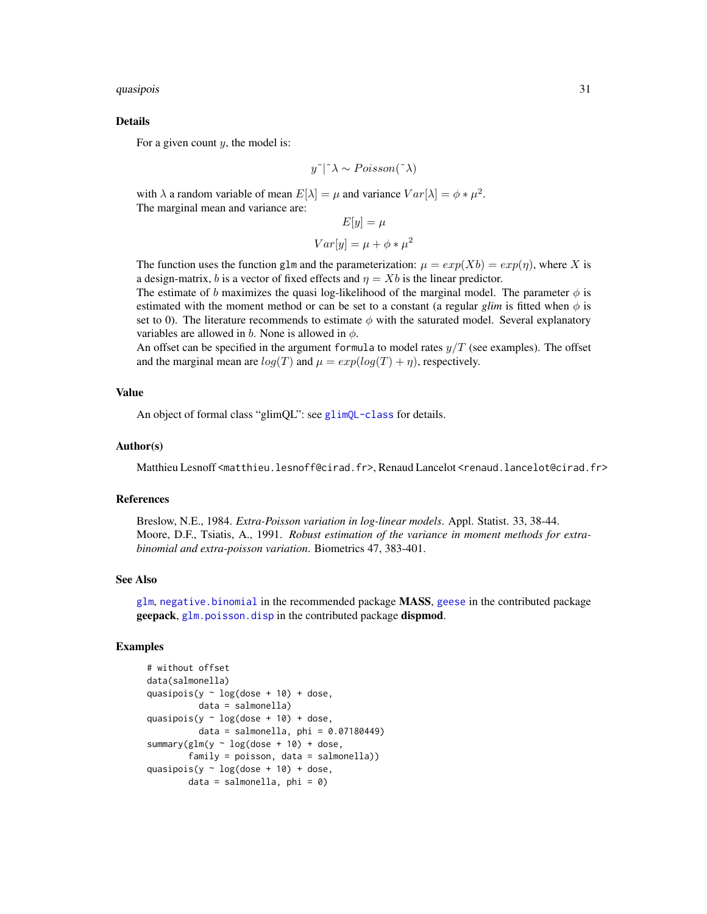## Details

For a given count $y$, the model is:

$$y\tilde{}|\tilde{}\lambda \sim Poisson(\tilde{}\lambda)$$

with $\lambda$ a random variable of mean $E[\lambda] = \mu$ and variance $Var[\lambda] = \phi * \mu^2$.
The marginal mean and variance are:

$$E[y] = \mu$$

$$Var[y] = \mu + \phi * \mu^2$$

The function uses the function glm and the parameterization: $\mu = exp(Xb) = exp(\eta)$, where $X$ is a design-matrix, $b$ is a vector of fixed effects and $\eta = Xb$ is the linear predictor.
The estimate of $b$ maximizes the quasi log-likelihood of the marginal model. The parameter $\phi$ is estimated with the moment method or can be set to a constant (a regular *glim* is fitted when $\phi$ is set to 0). The literature recommends to estimate $\phi$ with the saturated model. Several explanatory variables are allowed in $b$. None is allowed in $\phi$.
An offset can be specified in the argument formula to model rates $y/T$ (see examples). The offset and the marginal mean are $log(T)$ and $\mu = exp(log(T) + \eta)$, respectively.

## Value

An object of formal class "glimQL": see glimQL-class for details.

## Author(s)

Matthieu Lesnoff <matthieu.lesnoff@cirad.fr>, Renaud Lancelot <renaud.lancelot@cirad.fr>

## References

Breslow, N.E., 1984. *Extra-Poisson variation in log-linear models*. Appl. Statist. 33, 38-44.
Moore, D.F., Tsiatis, A., 1991. *Robust estimation of the variance in moment methods for extra-binomial and extra-poisson variation*. Biometrics 47, 383-401.

## See Also

glm, negative.binomial in the recommended package **MASS**, geese in the contributed package **geepack**, glm.poisson.disp in the contributed package **dispmod**.

## Examples

```
# without offset
data(salmonella)
quasipois(y ~ log(dose + 10) + dose,
          data = salmonella)
quasipois(y ~ log(dose + 10) + dose,
          data = salmonella, phi = 0.07180449)
summary(glm(y ~ log(dose + 10) + dose,
        family = poisson, data = salmonella))
quasipois(y ~ log(dose + 10) + dose,
        data = salmonella, phi = 0)
```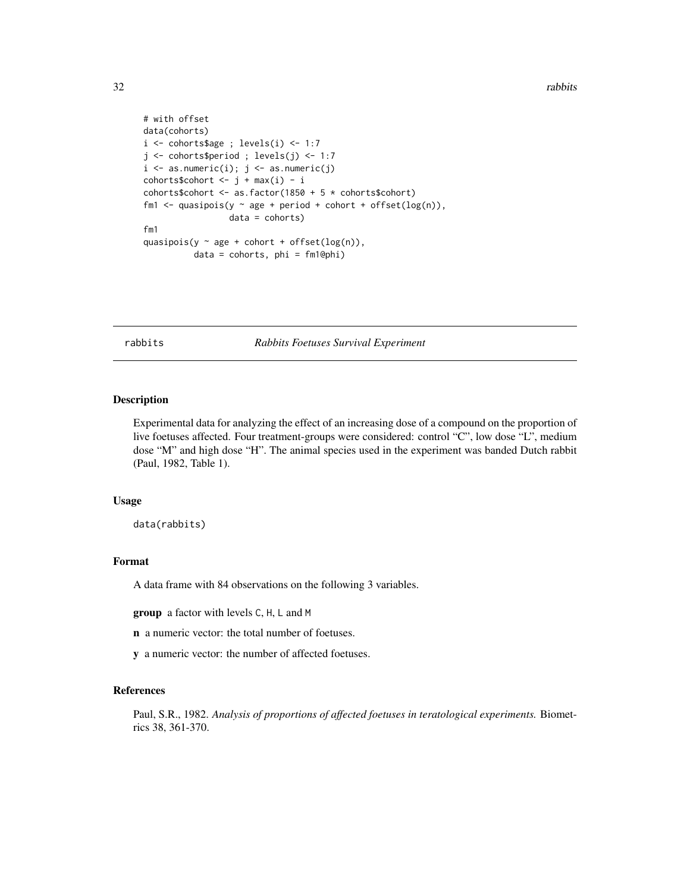```
# with offset
data(cohorts)
i <- cohorts$age ; levels(i) <- 1:7
j <- cohorts$period ; levels(j) <- 1:7
i <- as.numeric(i); j <- as.numeric(j)
cohorts$cohort <- j + max(i) - i
cohorts$cohort <- as.factor(1850 + 5 * cohorts$cohort)
fm1 <- quasipois(y ~ age + period + cohort + offset(log(n)),
                 data = cohorts)
fm1
quasipois(y ~ age + cohort + offset(log(n)),
          data = cohorts, phi = fm1@phi)
```

---

## rabbits — *Rabbits Foetuses Survival Experiment*

---

### Description

Experimental data for analyzing the effect of an increasing dose of a compound on the proportion of live foetuses affected. Four treatment-groups were considered: control "C", low dose "L", medium dose "M" and high dose "H". The animal species used in the experiment was banded Dutch rabbit (Paul, 1982, Table 1).

### Usage

```
data(rabbits)
```

### Format

A data frame with 84 observations on the following 3 variables.

**group** a factor with levels C, H, L and M

**n** a numeric vector: the total number of foetuses.

**y** a numeric vector: the number of affected foetuses.

### References

Paul, S.R., 1982. *Analysis of proportions of affected foetuses in teratological experiments.* Biometrics 38, 361-370.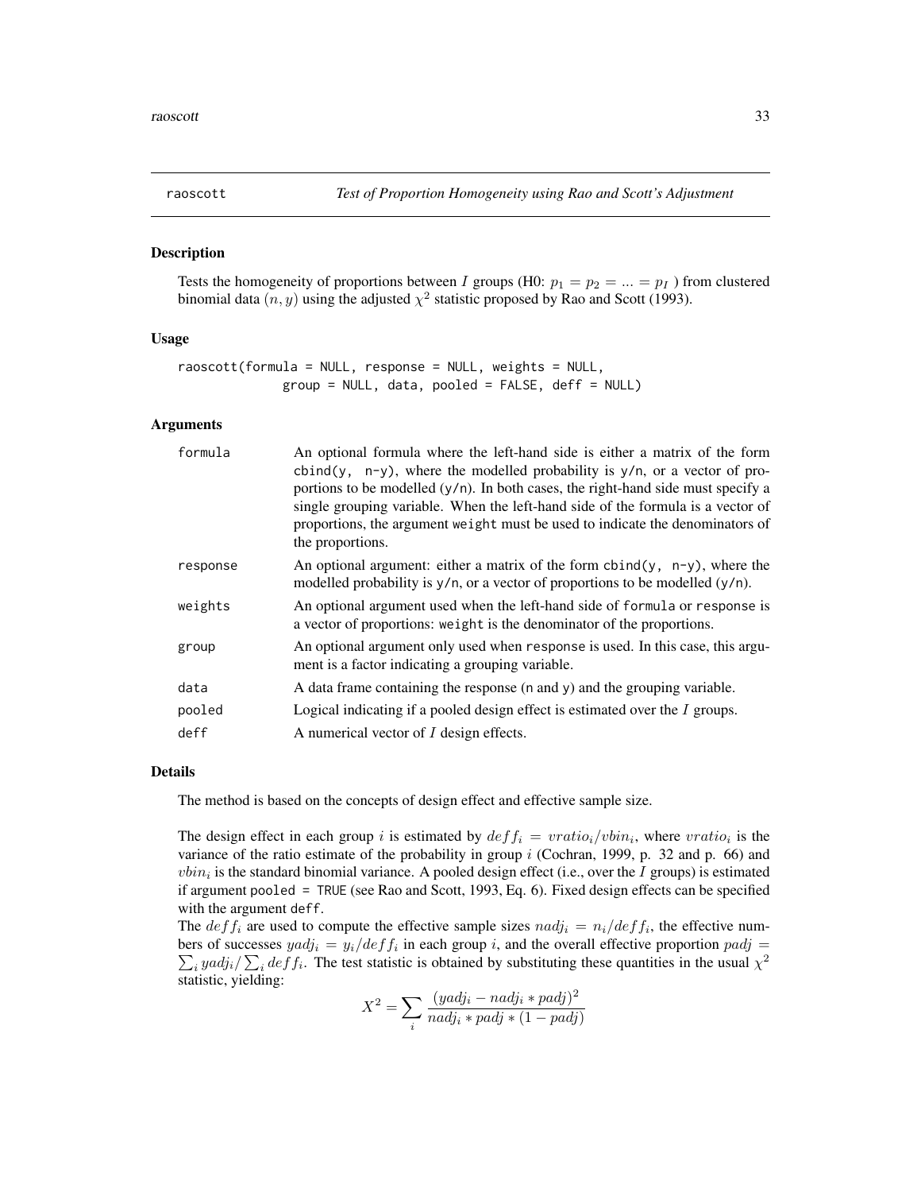# raoscott — *Test of Proportion Homogeneity using Rao and Scott's Adjustment*

## Description

Tests the homogeneity of proportions between $I$ groups (H0: $p_1 = p_2 = ... = p_I$ ) from clustered binomial data $(n, y)$ using the adjusted $\chi^2$ statistic proposed by Rao and Scott (1993).

## Usage

```
raoscott(formula = NULL, response = NULL, weights = NULL,
              group = NULL, data, pooled = FALSE, deff = NULL)
```

## Arguments

| | |
|---|---|
| `formula` | An optional formula where the left-hand side is either a matrix of the form `cbind(y,  n-y)`, where the modelled probability is `y/n`, or a vector of proportions to be modelled (`y/n`). In both cases, the right-hand side must specify a single grouping variable. When the left-hand side of the formula is a vector of proportions, the argument `weight` must be used to indicate the denominators of the proportions. |
| `response` | An optional argument: either a matrix of the form `cbind(y,  n-y)`, where the modelled probability is `y/n`, or a vector of proportions to be modelled (`y/n`). |
| `weights` | An optional argument used when the left-hand side of `formula` or `response` is a vector of proportions: `weight` is the denominator of the proportions. |
| `group` | An optional argument only used when `response` is used. In this case, this argument is a factor indicating a grouping variable. |
| `data` | A data frame containing the response (`n` and `y`) and the grouping variable. |
| `pooled` | Logical indicating if a pooled design effect is estimated over the $I$ groups. |
| `deff` | A numerical vector of $I$ design effects. |

## Details

The method is based on the concepts of design effect and effective sample size.

The design effect in each group $i$ is estimated by $deff_i = vratio_i/vbin_i$, where $vratio_i$ is the variance of the ratio estimate of the probability in group $i$ (Cochran, 1999, p. 32 and p. 66) and $vbin_i$ is the standard binomial variance. A pooled design effect (i.e., over the $I$ groups) is estimated if argument `pooled = TRUE` (see Rao and Scott, 1993, Eq. 6). Fixed design effects can be specified with the argument `deff`.

The $deff_i$ are used to compute the effective sample sizes $nadj_i = n_i/deff_i$, the effective numbers of successes $yadj_i = y_i/deff_i$ in each group $i$, and the overall effective proportion $padj = \sum_i yadj_i / \sum_i deff_i$. The test statistic is obtained by substituting these quantities in the usual $\chi^2$ statistic, yielding:

$$X^2 = \sum_i \frac{(yadj_i - nadj_i * padj)^2}{nadj_i * padj * (1 - padj)}$$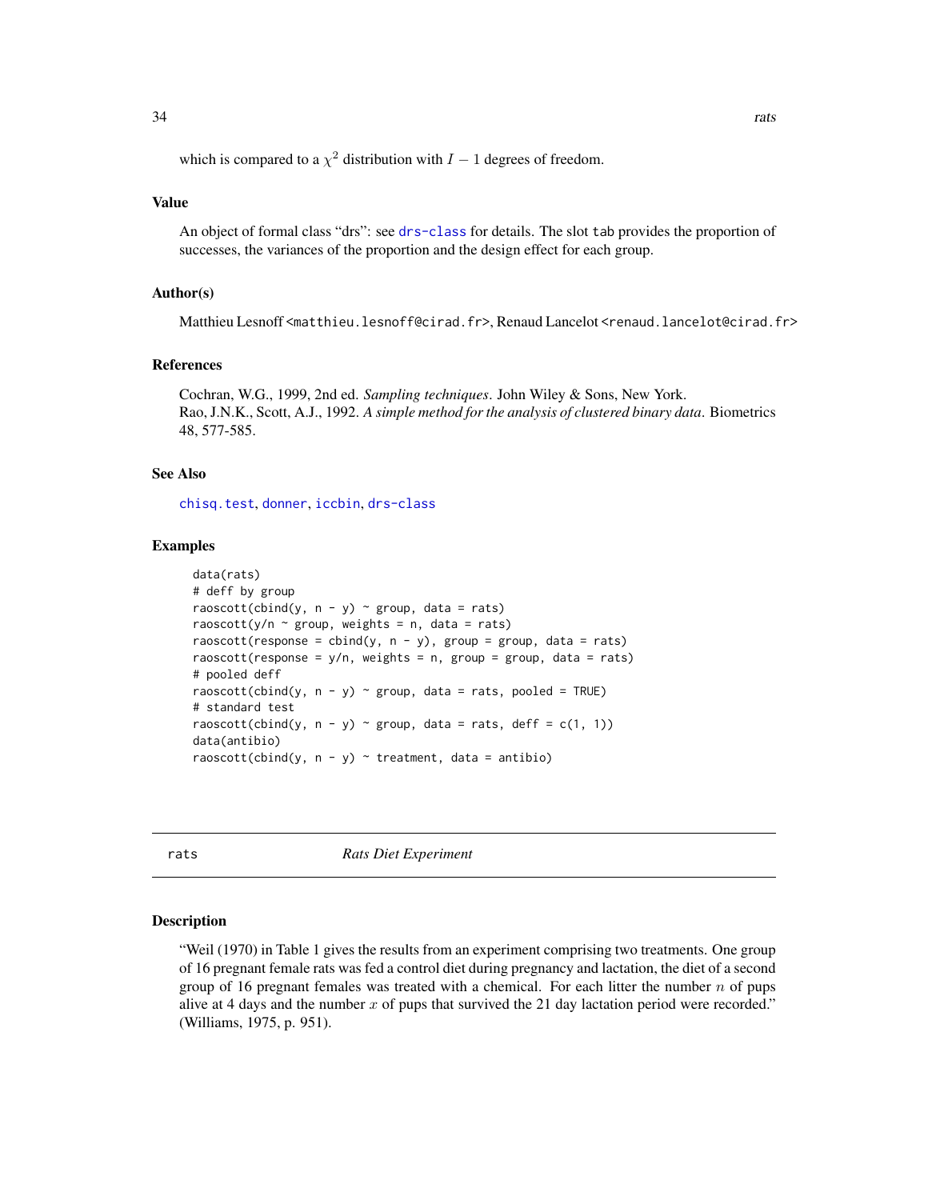which is compared to a $\chi^2$ distribution with $I - 1$ degrees of freedom.

### Value

An object of formal class "drs": see drs-class for details. The slot tab provides the proportion of successes, the variances of the proportion and the design effect for each group.

### Author(s)

Matthieu Lesnoff <matthieu.lesnoff@cirad.fr>, Renaud Lancelot <renaud.lancelot@cirad.fr>

### References

Cochran, W.G., 1999, 2nd ed. *Sampling techniques*. John Wiley & Sons, New York.
Rao, J.N.K., Scott, A.J., 1992. *A simple method for the analysis of clustered binary data*. Biometrics 48, 577-585.

### See Also

chisq.test, donner, iccbin, drs-class

### Examples

```
data(rats)
# deff by group
raoscott(cbind(y, n - y) ~ group, data = rats)
raoscott(y/n ~ group, weights = n, data = rats)
raoscott(response = cbind(y, n - y), group = group, data = rats)
raoscott(response = y/n, weights = n, group = group, data = rats)
# pooled deff
raoscott(cbind(y, n - y) ~ group, data = rats, pooled = TRUE)
# standard test
raoscott(cbind(y, n - y) ~ group, data = rats, deff = c(1, 1))
data(antibio)
raoscott(cbind(y, n - y) ~ treatment, data = antibio)
```

---

## rats — *Rats Diet Experiment*

---

### Description

"Weil (1970) in Table 1 gives the results from an experiment comprising two treatments. One group of 16 pregnant female rats was fed a control diet during pregnancy and lactation, the diet of a second group of 16 pregnant females was treated with a chemical. For each litter the number $n$ of pups alive at 4 days and the number $x$ of pups that survived the 21 day lactation period were recorded." (Williams, 1975, p. 951).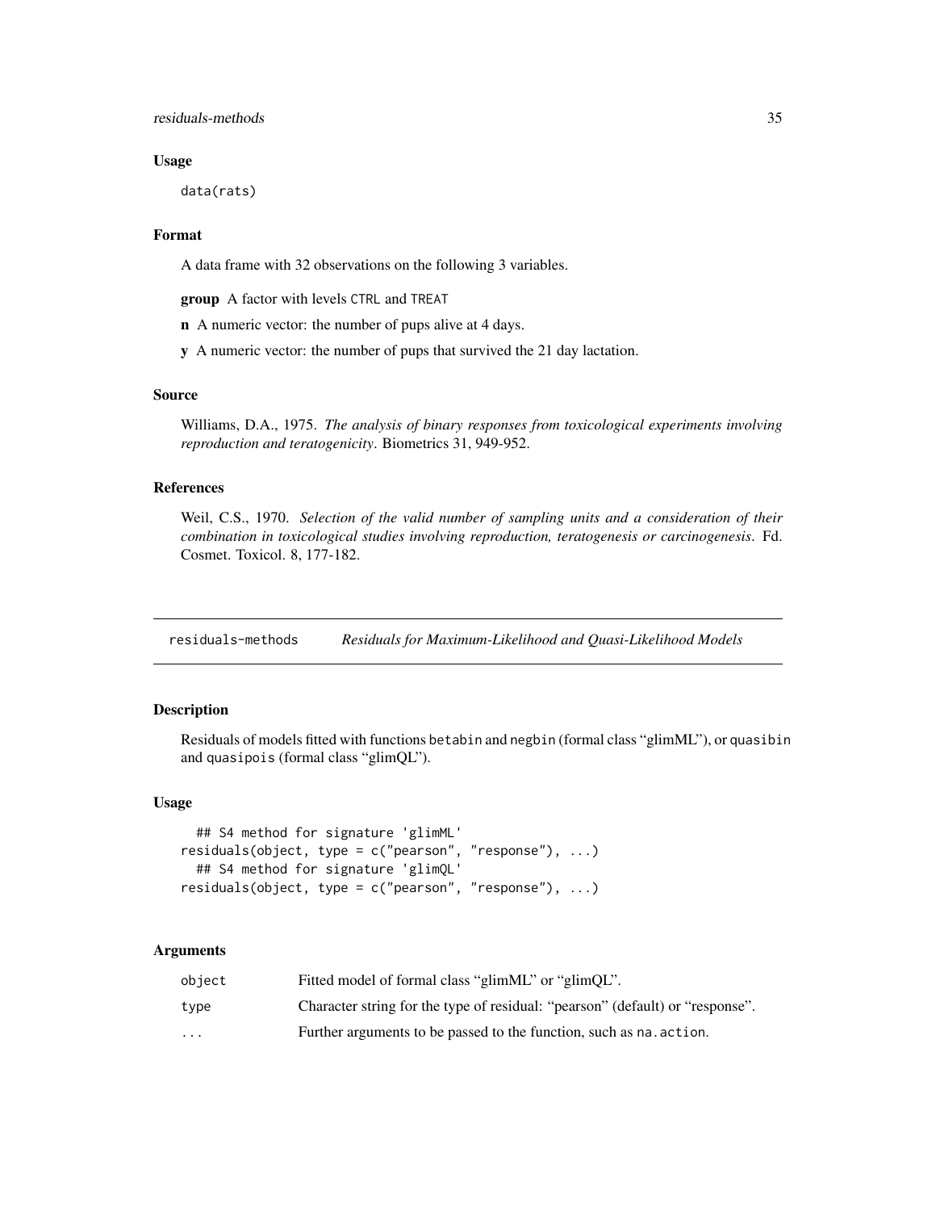### Usage

```
data(rats)
```

### Format

A data frame with 32 observations on the following 3 variables.

**group** A factor with levels CTRL and TREAT

**n** A numeric vector: the number of pups alive at 4 days.

**y** A numeric vector: the number of pups that survived the 21 day lactation.

### Source

Williams, D.A., 1975. *The analysis of binary responses from toxicological experiments involving reproduction and teratogenicity*. Biometrics 31, 949-952.

### References

Weil, C.S., 1970. *Selection of the valid number of sampling units and a consideration of their combination in toxicological studies involving reproduction, teratogenesis or carcinogenesis*. Fd. Cosmet. Toxicol. 8, 177-182.

---

## residuals-methods *Residuals for Maximum-Likelihood and Quasi-Likelihood Models*

---

### Description

Residuals of models fitted with functions betabin and negbin (formal class "glimML"), or quasibin and quasipois (formal class "glimQL").

### Usage

```
  ## S4 method for signature 'glimML'
residuals(object, type = c("pearson", "response"), ...)
  ## S4 method for signature 'glimQL'
residuals(object, type = c("pearson", "response"), ...)
```

### Arguments

| | |
|---|---|
| object | Fitted model of formal class "glimML" or "glimQL". |
| type | Character string for the type of residual: "pearson" (default) or "response". |
| ... | Further arguments to be passed to the function, such as na.action. |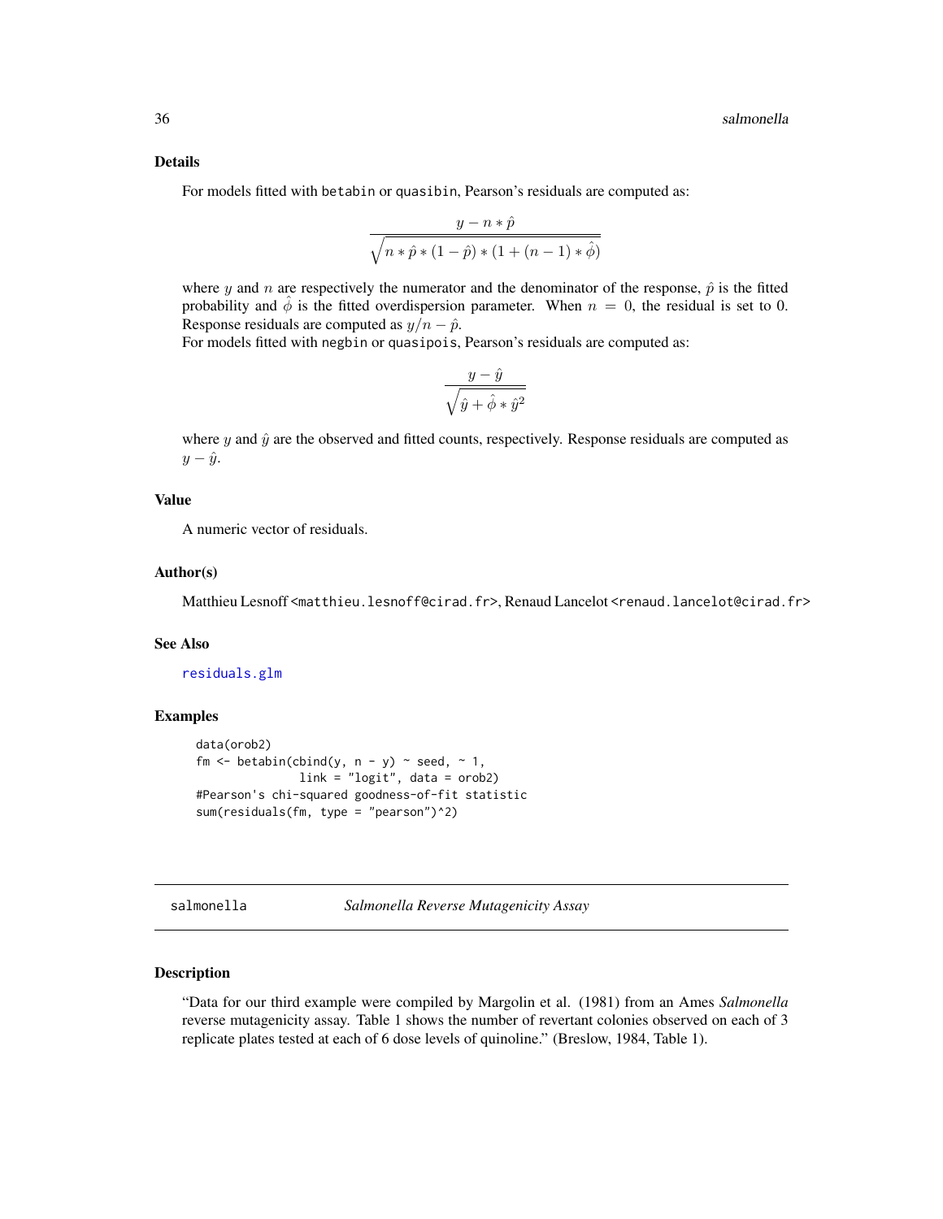### Details

For models fitted with betabin or quasibin, Pearson's residuals are computed as:

$$\frac{y - n * \hat{p}}{\sqrt{n * \hat{p} * (1 - \hat{p}) * (1 + (n - 1) * \hat{\phi})}}$$

where $y$ and $n$ are respectively the numerator and the denominator of the response, $\hat{p}$ is the fitted probability and $\hat{\phi}$ is the fitted overdispersion parameter. When $n = 0$, the residual is set to 0. Response residuals are computed as $y/n - \hat{p}$.

For models fitted with negbin or quasipois, Pearson's residuals are computed as:

$$\frac{y - \hat{y}}{\sqrt{\hat{y} + \hat{\phi} * \hat{y}^2}}$$

where $y$ and $\hat{y}$ are the observed and fitted counts, respectively. Response residuals are computed as $y - \hat{y}$.

### Value

A numeric vector of residuals.

### Author(s)

Matthieu Lesnoff <matthieu.lesnoff@cirad.fr>, Renaud Lancelot <renaud.lancelot@cirad.fr>

### See Also

residuals.glm

### Examples

```
data(orob2)
fm <- betabin(cbind(y, n - y) ~ seed, ~ 1,
              link = "logit", data = orob2)
#Pearson's chi-squared goodness-of-fit statistic
sum(residuals(fm, type = "pearson")^2)
```

---

## salmonella — *Salmonella Reverse Mutagenicity Assay*

### Description

"Data for our third example were compiled by Margolin et al. (1981) from an Ames *Salmonella* reverse mutagenicity assay. Table 1 shows the number of revertant colonies observed on each of 3 replicate plates tested at each of 6 dose levels of quinoline." (Breslow, 1984, Table 1).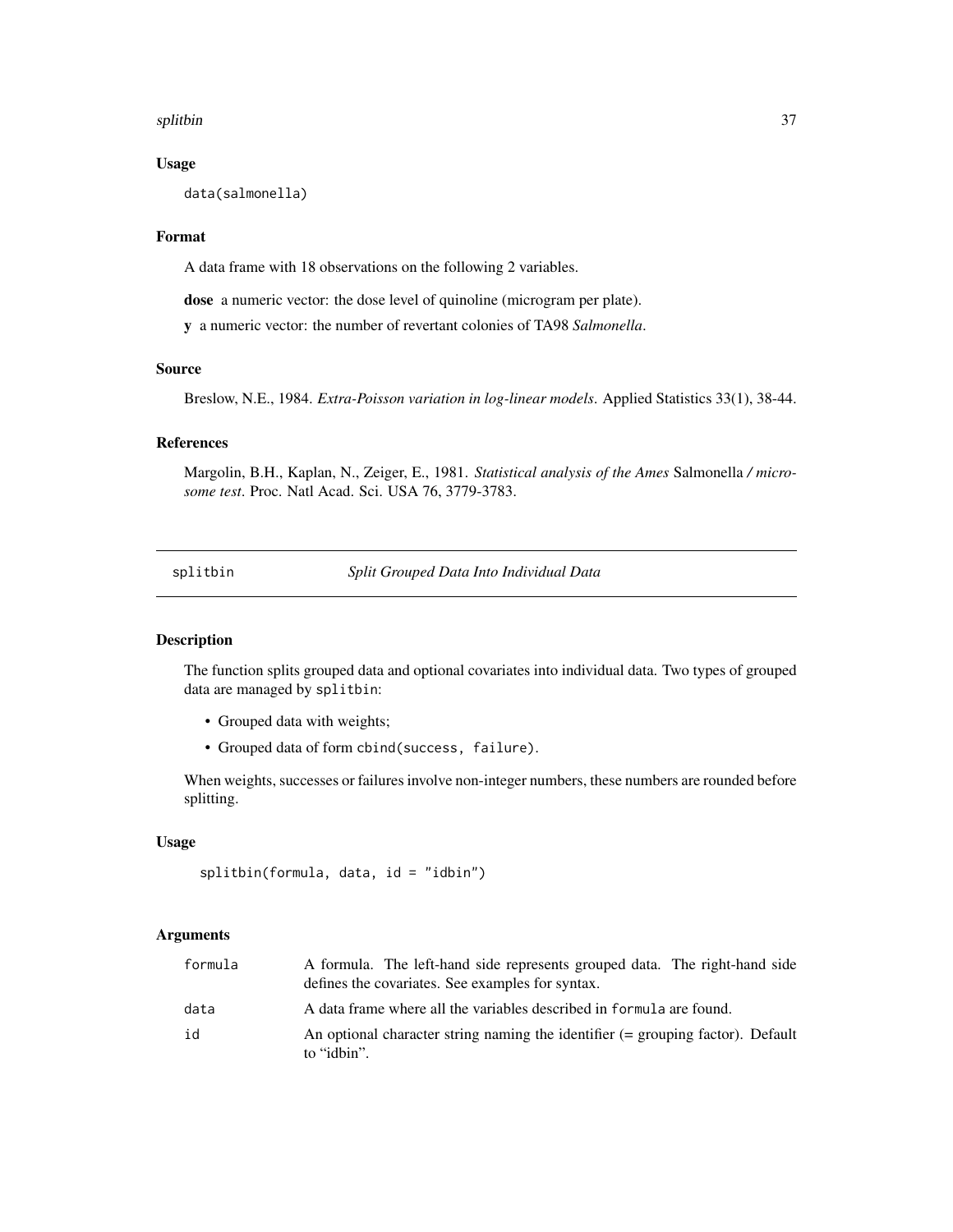### Usage

```
data(salmonella)
```

### Format

A data frame with 18 observations on the following 2 variables.

**dose** a numeric vector: the dose level of quinoline (microgram per plate).

**y** a numeric vector: the number of revertant colonies of TA98 *Salmonella*.

### Source

Breslow, N.E., 1984. *Extra-Poisson variation in log-linear models*. Applied Statistics 33(1), 38-44.

### References

Margolin, B.H., Kaplan, N., Zeiger, E., 1981. *Statistical analysis of the Ames* Salmonella */ microsome test*. Proc. Natl Acad. Sci. USA 76, 3779-3783.

---

## splitbin *Split Grouped Data Into Individual Data*

---

### Description

The function splits grouped data and optional covariates into individual data. Two types of grouped data are managed by `splitbin`:

- Grouped data with weights;
- Grouped data of form `cbind(success, failure)`.

When weights, successes or failures involve non-integer numbers, these numbers are rounded before splitting.

### Usage

```
splitbin(formula, data, id = "idbin")
```

### Arguments

| | |
|---|---|
| `formula` | A formula. The left-hand side represents grouped data. The right-hand side defines the covariates. See examples for syntax. |
| `data` | A data frame where all the variables described in `formula` are found. |
| `id` | An optional character string naming the identifier (= grouping factor). Default to "idbin". |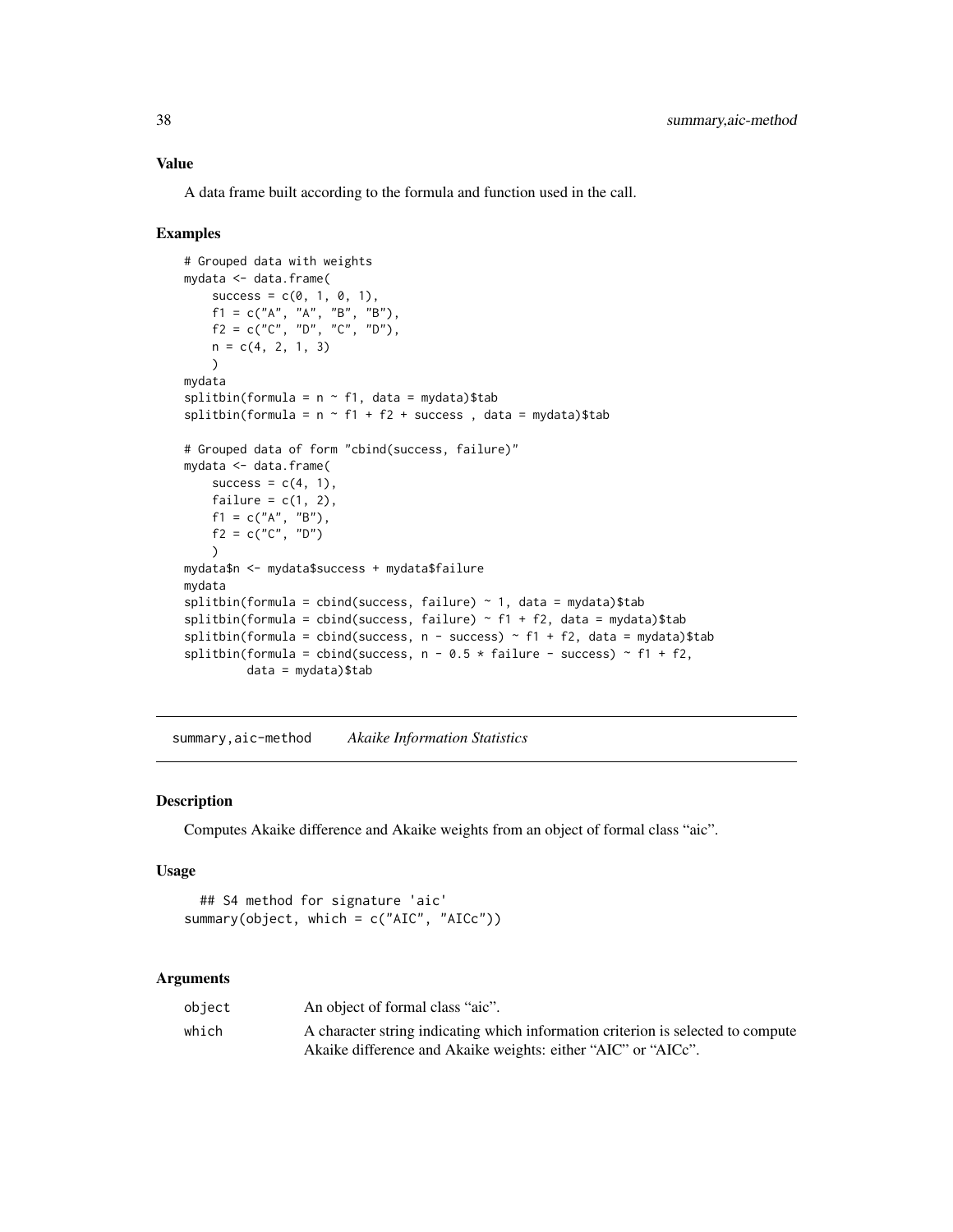### Value

A data frame built according to the formula and function used in the call.

### Examples

```
# Grouped data with weights
mydata <- data.frame(
    success = c(0, 1, 0, 1),
    f1 = c("A", "A", "B", "B"),
    f2 = c("C", "D", "C", "D"),
    n = c(4, 2, 1, 3)
    )
mydata
splitbin(formula = n ~ f1, data = mydata)$tab
splitbin(formula = n ~ f1 + f2 + success , data = mydata)$tab

# Grouped data of form "cbind(success, failure)"
mydata <- data.frame(
    success = c(4, 1),
    failure = c(1, 2),
    f1 = c("A", "B"),
    f2 = c("C", "D")
    )
mydata$n <- mydata$success + mydata$failure
mydata
splitbin(formula = cbind(success, failure) ~ 1, data = mydata)$tab
splitbin(formula = cbind(success, failure) ~ f1 + f2, data = mydata)$tab
splitbin(formula = cbind(success, n - success) ~ f1 + f2, data = mydata)$tab
splitbin(formula = cbind(success, n - 0.5 * failure - success) ~ f1 + f2,
         data = mydata)$tab
```

---

## summary,aic-method &nbsp;&nbsp;&nbsp; *Akaike Information Statistics*

---

### Description

Computes Akaike difference and Akaike weights from an object of formal class “aic”.

### Usage

```
  ## S4 method for signature 'aic'
summary(object, which = c("AIC", "AICc"))
```

### Arguments

| | |
|---|---|
| `object` | An object of formal class “aic”. |
| `which` | A character string indicating which information criterion is selected to compute Akaike difference and Akaike weights: either “AIC” or “AICc”. |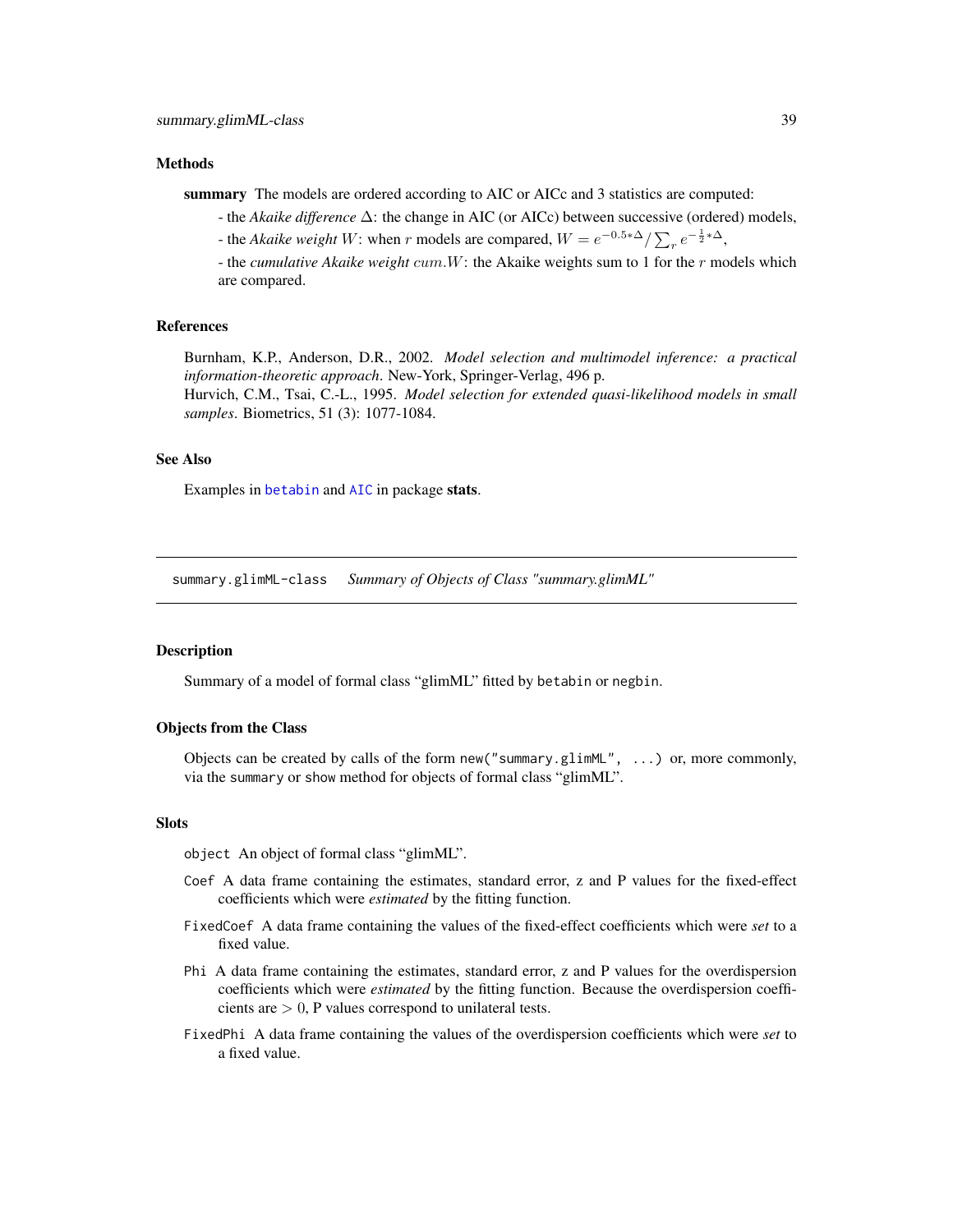### Methods

**summary** The models are ordered according to AIC or AICc and 3 statistics are computed:

- the *Akaike difference* $\Delta$: the change in AIC (or AICc) between successive (ordered) models,

- the *Akaike weight* $W$: when $r$ models are compared, $W = e^{-0.5*\Delta} / \sum_r e^{-\frac{1}{2}*\Delta}$,

- the *cumulative Akaike weight* $cum.W$: the Akaike weights sum to 1 for the $r$ models which are compared.

### References

Burnham, K.P., Anderson, D.R., 2002. *Model selection and multimodel inference: a practical information-theoretic approach*. New-York, Springer-Verlag, 496 p.
Hurvich, C.M., Tsai, C.-L., 1995. *Model selection for extended quasi-likelihood models in small samples*. Biometrics, 51 (3): 1077-1084.

### See Also

Examples in `betabin` and `AIC` in package **stats**.

---

## summary.glimML-class    *Summary of Objects of Class "summary.glimML"*

### Description

Summary of a model of formal class "glimML" fitted by `betabin` or `negbin`.

### Objects from the Class

Objects can be created by calls of the form `new("summary.glimML", ...)` or, more commonly, via the `summary` or `show` method for objects of formal class "glimML".

### Slots

`object` An object of formal class "glimML".

`Coef` A data frame containing the estimates, standard error, z and P values for the fixed-effect coefficients which were *estimated* by the fitting function.

`FixedCoef` A data frame containing the values of the fixed-effect coefficients which were *set* to a fixed value.

`Phi` A data frame containing the estimates, standard error, z and P values for the overdispersion coefficients which were *estimated* by the fitting function. Because the overdispersion coefficients are $> 0$, P values correspond to unilateral tests.

`FixedPhi` A data frame containing the values of the overdispersion coefficients which were *set* to a fixed value.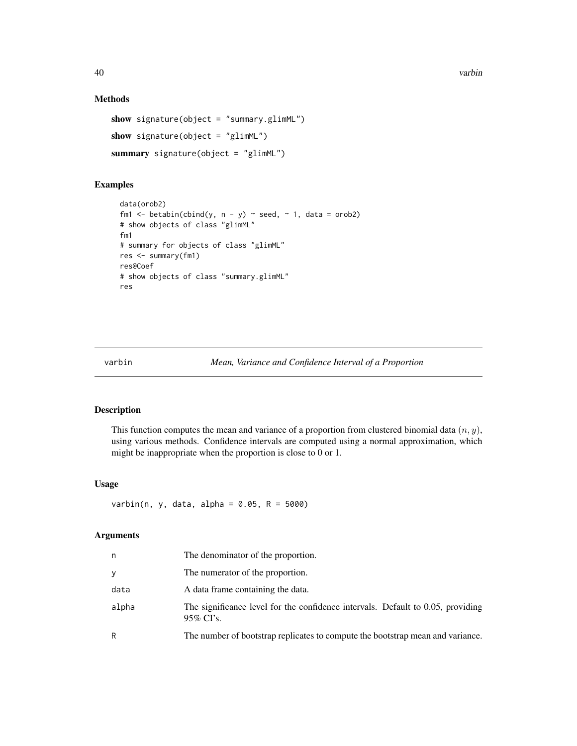## Methods

**show** signature(object = "summary.glimML")

**show** signature(object = "glimML")

**summary** signature(object = "glimML")

## Examples

```
data(orob2)
fm1 <- betabin(cbind(y, n - y) ~ seed, ~ 1, data = orob2)
# show objects of class "glimML"
fm1
# summary for objects of class "glimML"
res <- summary(fm1)
res@Coef
# show objects of class "summary.glimML"
res
```

---

# varbin — *Mean, Variance and Confidence Interval of a Proportion*

## Description

This function computes the mean and variance of a proportion from clustered binomial data $(n, y)$, using various methods. Confidence intervals are computed using a normal approximation, which might be inappropriate when the proportion is close to 0 or 1.

## Usage

```
varbin(n, y, data, alpha = 0.05, R = 5000)
```

## Arguments

| | |
|---|---|
| n | The denominator of the proportion. |
| y | The numerator of the proportion. |
| data | A data frame containing the data. |
| alpha | The significance level for the confidence intervals. Default to 0.05, providing 95% CI's. |
| R | The number of bootstrap replicates to compute the bootstrap mean and variance. |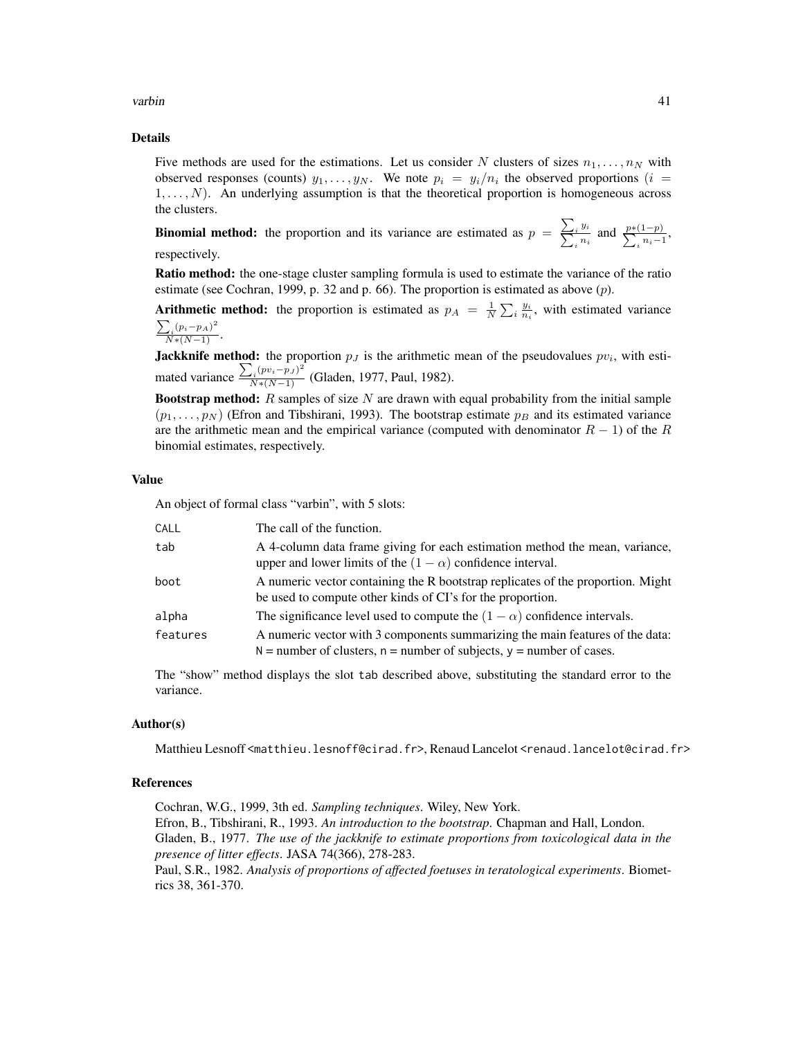## Details

Five methods are used for the estimations. Let us consider $N$ clusters of sizes $n_1, \ldots, n_N$ with observed responses (counts) $y_1, \ldots, y_N$. We note $p_i = y_i/n_i$ the observed proportions ($i = 1, \ldots, N$). An underlying assumption is that the theoretical proportion is homogeneous across the clusters.

**Binomial method:** the proportion and its variance are estimated as $p = \frac{\sum_i y_i}{\sum_i n_i}$ and $\frac{p*(1-p)}{\sum_i n_i - 1}$, respectively.

**Ratio method:** the one-stage cluster sampling formula is used to estimate the variance of the ratio estimate (see Cochran, 1999, p. 32 and p. 66). The proportion is estimated as above ($p$).

**Arithmetic method:** the proportion is estimated as $p_A = \frac{1}{N} \sum_i \frac{y_i}{n_i}$, with estimated variance $\frac{\sum_i (p_i - p_A)^2}{N*(N-1)}$.

**Jackknife method:** the proportion $p_J$ is the arithmetic mean of the pseudovalues $pv_i$, with estimated variance $\frac{\sum_i (pv_i - p_J)^2}{N*(N-1)}$ (Gladen, 1977, Paul, 1982).

**Bootstrap method:** $R$ samples of size $N$ are drawn with equal probability from the initial sample $(p_1, \ldots, p_N)$ (Efron and Tibshirani, 1993). The bootstrap estimate $p_B$ and its estimated variance are the arithmetic mean and the empirical variance (computed with denominator $R - 1$) of the $R$ binomial estimates, respectively.

## Value

An object of formal class "varbin", with 5 slots:

| | |
|---|---|
| CALL | The call of the function. |
| tab | A 4-column data frame giving for each estimation method the mean, variance, upper and lower limits of the $(1-\alpha)$ confidence interval. |
| boot | A numeric vector containing the R bootstrap replicates of the proportion. Might be used to compute other kinds of CI's for the proportion. |
| alpha | The significance level used to compute the $(1-\alpha)$ confidence intervals. |
| features | A numeric vector with 3 components summarizing the main features of the data: N = number of clusters, n = number of subjects, y = number of cases. |

The "show" method displays the slot tab described above, substituting the standard error to the variance.

## Author(s)

Matthieu Lesnoff <matthieu.lesnoff@cirad.fr>, Renaud Lancelot <renaud.lancelot@cirad.fr>

## References

Cochran, W.G., 1999, 3th ed. *Sampling techniques*. Wiley, New York.
Efron, B., Tibshirani, R., 1993. *An introduction to the bootstrap*. Chapman and Hall, London.
Gladen, B., 1977. *The use of the jackknife to estimate proportions from toxicological data in the presence of litter effects*. JASA 74(366), 278-283.
Paul, S.R., 1982. *Analysis of proportions of affected foetuses in teratological experiments*. Biometrics 38, 361-370.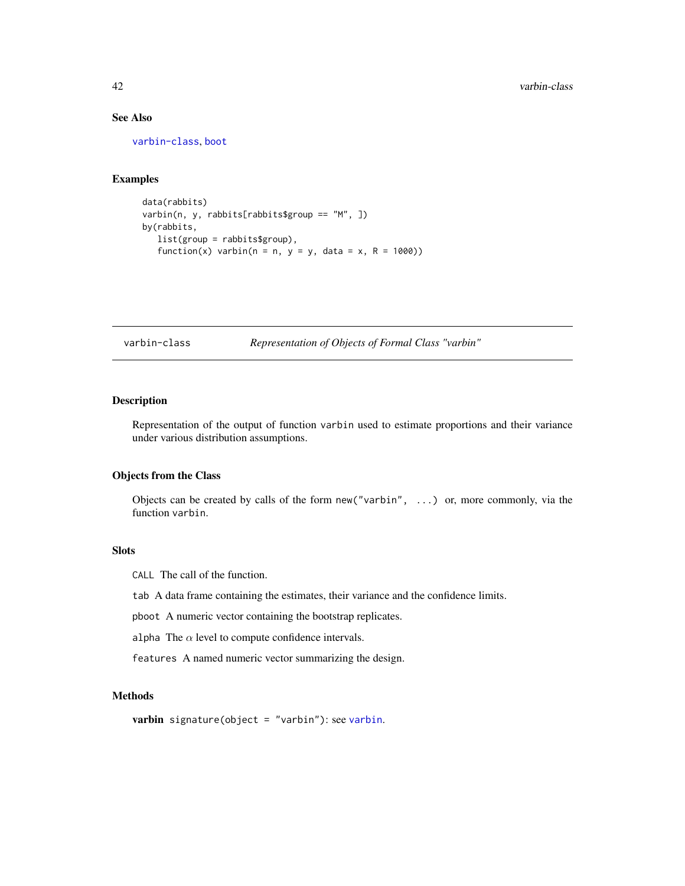### See Also

varbin-class, boot

### Examples

```
data(rabbits)
varbin(n, y, rabbits[rabbits$group == "M", ])
by(rabbits,
   list(group = rabbits$group),
   function(x) varbin(n = n, y = y, data = x, R = 1000))
```

---

## varbin-class *Representation of Objects of Formal Class "varbin"*

---

### Description

Representation of the output of function `varbin` used to estimate proportions and their variance under various distribution assumptions.

### Objects from the Class

Objects can be created by calls of the form `new("varbin", ...)` or, more commonly, via the function `varbin`.

### Slots

`CALL` The call of the function.

`tab` A data frame containing the estimates, their variance and the confidence limits.

`pboot` A numeric vector containing the bootstrap replicates.

`alpha` The $\alpha$ level to compute confidence intervals.

`features` A named numeric vector summarizing the design.

### Methods

**varbin** `signature(object = "varbin")`: see varbin.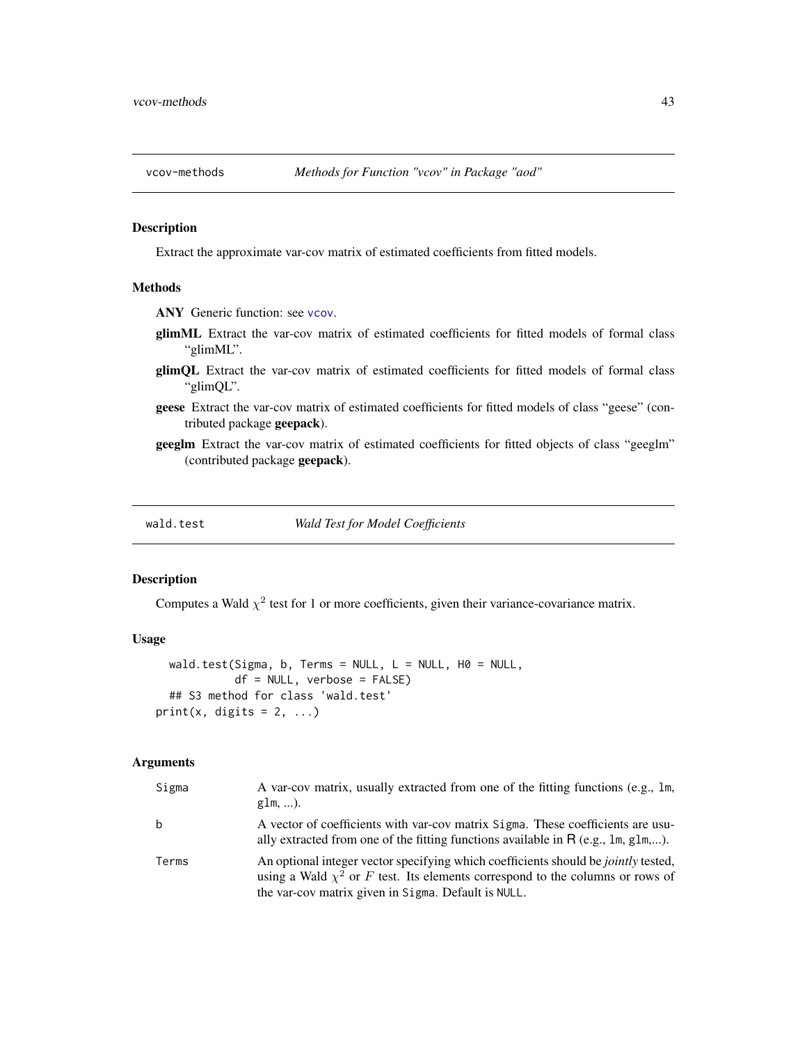## vcov-methods *Methods for Function "vcov" in Package "aod"*

### Description

Extract the approximate var-cov matrix of estimated coefficients from fitted models.

### Methods

**ANY** Generic function: see vcov.

**glimML** Extract the var-cov matrix of estimated coefficients for fitted models of formal class "glimML".

**glimQL** Extract the var-cov matrix of estimated coefficients for fitted models of formal class "glimQL".

**geese** Extract the var-cov matrix of estimated coefficients for fitted models of class "geese" (contributed package **geepack**).

**geeglm** Extract the var-cov matrix of estimated coefficients for fitted objects of class "geeglm" (contributed package **geepack**).

## wald.test *Wald Test for Model Coefficients*

### Description

Computes a Wald $\chi^2$ test for 1 or more coefficients, given their variance-covariance matrix.

### Usage

```
  wald.test(Sigma, b, Terms = NULL, L = NULL, H0 = NULL,
            df = NULL, verbose = FALSE)
  ## S3 method for class 'wald.test'
print(x, digits = 2, ...)
```

### Arguments

| | |
|---|---|
| Sigma | A var-cov matrix, usually extracted from one of the fitting functions (e.g., lm, glm, ...). |
| b | A vector of coefficients with var-cov matrix Sigma. These coefficients are usually extracted from one of the fitting functions available in R (e.g., lm, glm,...). |
| Terms | An optional integer vector specifying which coefficients should be *jointly* tested, using a Wald $\chi^2$ or $F$ test. Its elements correspond to the columns or rows of the var-cov matrix given in Sigma. Default is NULL. |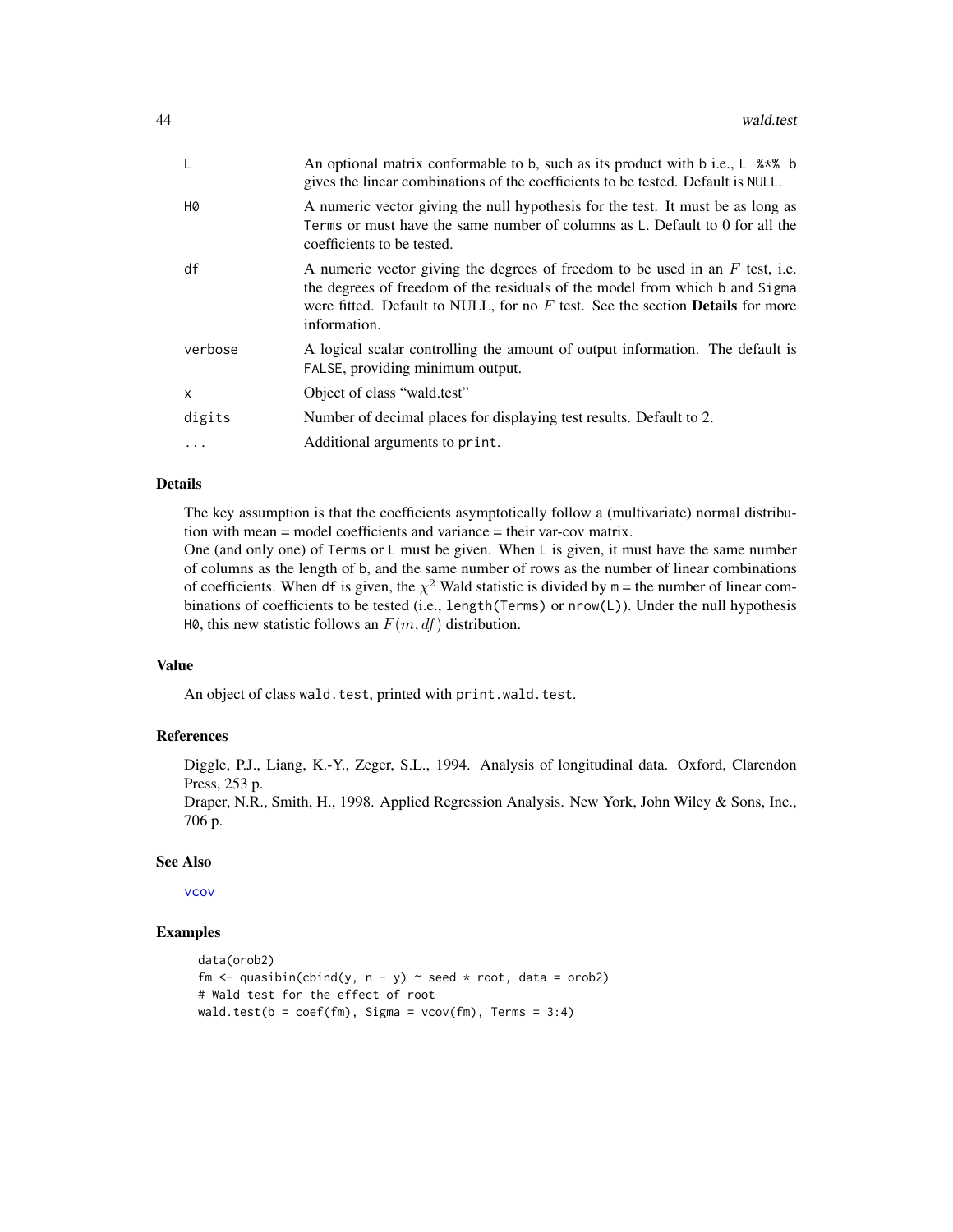| | |
|---|---|
| L | An optional matrix conformable to b, such as its product with b i.e., L %*% b gives the linear combinations of the coefficients to be tested. Default is NULL. |
| H0 | A numeric vector giving the null hypothesis for the test. It must be as long as Terms or must have the same number of columns as L. Default to 0 for all the coefficients to be tested. |
| df | A numeric vector giving the degrees of freedom to be used in an $F$ test, i.e. the degrees of freedom of the residuals of the model from which b and Sigma were fitted. Default to NULL, for no $F$ test. See the section **Details** for more information. |
| verbose | A logical scalar controlling the amount of output information. The default is FALSE, providing minimum output. |
| x | Object of class "wald.test" |
| digits | Number of decimal places for displaying test results. Default to 2. |
| ... | Additional arguments to print. |

## Details

The key assumption is that the coefficients asymptotically follow a (multivariate) normal distribution with mean = model coefficients and variance = their var-cov matrix.
One (and only one) of Terms or L must be given. When L is given, it must have the same number of columns as the length of b, and the same number of rows as the number of linear combinations of coefficients. When df is given, the $\chi^2$ Wald statistic is divided by m = the number of linear combinations of coefficients to be tested (i.e., length(Terms) or nrow(L)). Under the null hypothesis H0, this new statistic follows an $F(m, df)$ distribution.

## Value

An object of class wald.test, printed with print.wald.test.

## References

Diggle, P.J., Liang, K.-Y., Zeger, S.L., 1994. Analysis of longitudinal data. Oxford, Clarendon Press, 253 p.
Draper, N.R., Smith, H., 1998. Applied Regression Analysis. New York, John Wiley & Sons, Inc., 706 p.

## See Also

vcov

## Examples

```
data(orob2)
fm <- quasibin(cbind(y, n - y) ~ seed * root, data = orob2)
# Wald test for the effect of root
wald.test(b = coef(fm), Sigma = vcov(fm), Terms = 3:4)
```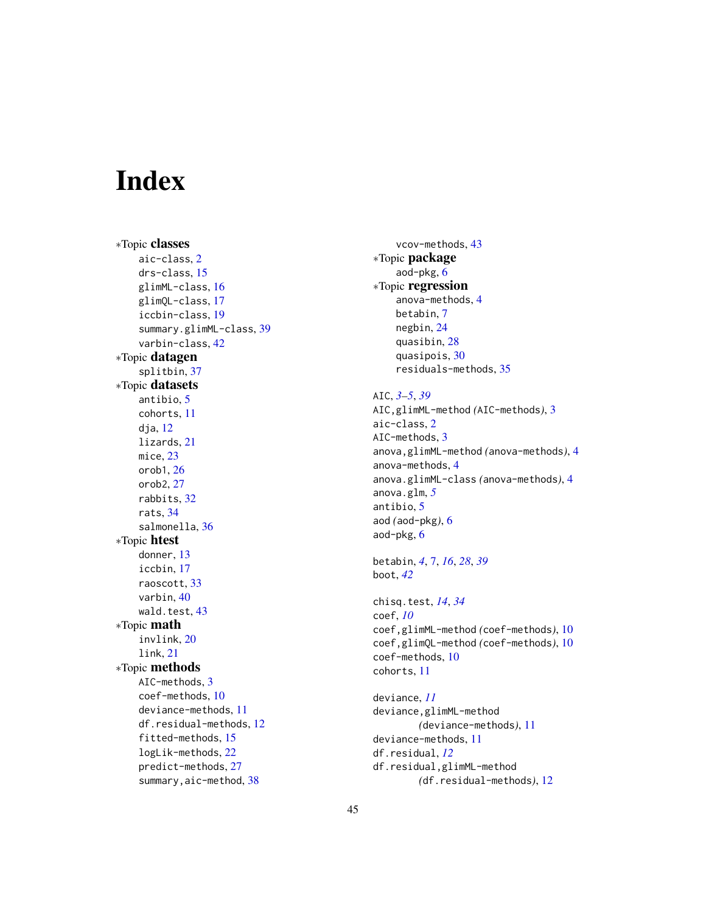# Index

*Topic **classes**
- aic-class, 2
- drs-class, 15
- glimML-class, 16
- glimQL-class, 17
- iccbin-class, 19
- summary.glimML-class, 39
- varbin-class, 42

*Topic **datagen**
- splitbin, 37

*Topic **datasets**
- antibio, 5
- cohorts, 11
- dja, 12
- lizards, 21
- mice, 23
- orob1, 26
- orob2, 27
- rabbits, 32
- rats, 34
- salmonella, 36

*Topic **htest**
- donner, 13
- iccbin, 17
- raoscott, 33
- varbin, 40
- wald.test, 43

*Topic **math**
- invlink, 20
- link, 21

*Topic **methods**
- AIC-methods, 3
- coef-methods, 10
- deviance-methods, 11
- df.residual-methods, 12
- fitted-methods, 15
- logLik-methods, 22
- predict-methods, 27
- summary,aic-method, 38
- vcov-methods, 43

*Topic **package**
- aod-pkg, 6

*Topic **regression**
- anova-methods, 4
- betabin, 7
- negbin, 24
- quasibin, 28
- quasipois, 30
- residuals-methods, 35

AIC, *3–5*, *39*
AIC,glimML-method *(*AIC-methods*)*, 3
aic-class, 2
AIC-methods, 3
anova,glimML-method *(*anova-methods*)*, 4
anova-methods, 4
anova.glimML-class *(*anova-methods*)*, 4
anova.glm, *5*
antibio, 5
aod *(*aod-pkg*)*, 6
aod-pkg, 6

betabin, *4*, 7, *16*, *28*, *39*
boot, *42*

chisq.test, *14*, *34*
coef, *10*
coef,glimML-method *(*coef-methods*)*, 10
coef,glimQL-method *(*coef-methods*)*, 10
coef-methods, 10
cohorts, 11

deviance, *11*
deviance,glimML-method *(*deviance-methods*)*, 11
deviance-methods, 11
df.residual, *12*
df.residual,glimML-method *(*df.residual-methods*)*, 12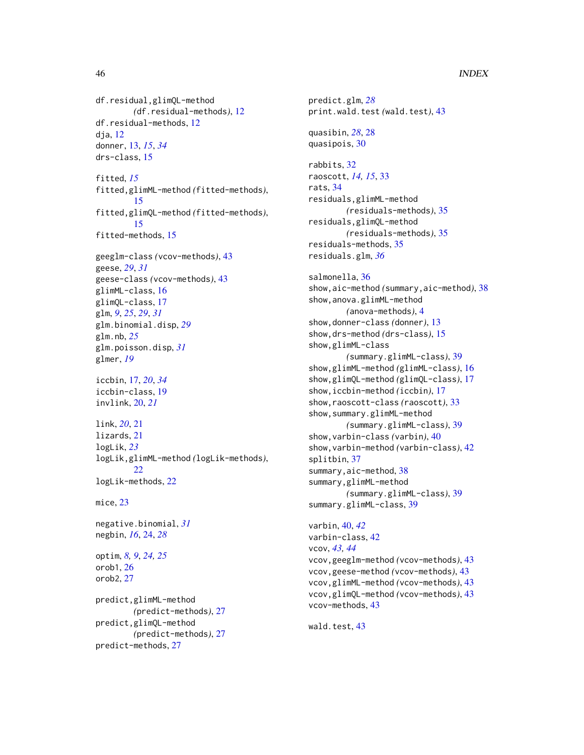df.residual,glimQL-method *(df.residual-methods)*, 12
df.residual-methods, 12
dja, 12
donner, 13, *15*, *34*
drs-class, 15

fitted, *15*
fitted,glimML-method *(fitted-methods)*, 15
fitted,glimQL-method *(fitted-methods)*, 15
fitted-methods, 15

geeglm-class *(vcov-methods)*, 43
geese, *29*, *31*
geese-class *(vcov-methods)*, 43
glimML-class, 16
glimQL-class, 17
glm, *9*, *25*, *29*, *31*
glm.binomial.disp, *29*
glm.nb, *25*
glm.poisson.disp, *31*
glmer, *19*

iccbin, 17, *20*, *34*
iccbin-class, 19
invlink, 20, *21*

link, *20*, 21
lizards, 21
logLik, *23*
logLik,glimML-method *(logLik-methods)*, 22
logLik-methods, 22

mice, 23

negative.binomial, *31*
negbin, *16*, 24, *28*

optim, *8, 9*, *24, 25*
orob1, 26
orob2, 27

predict,glimML-method *(predict-methods)*, 27
predict,glimQL-method *(predict-methods)*, 27
predict-methods, 27
predict.glm, *28*
print.wald.test *(wald.test)*, 43

quasibin, *28*, 28
quasipois, 30

rabbits, 32
raoscott, *14, 15*, 33
rats, 34
residuals,glimML-method *(residuals-methods)*, 35
residuals,glimQL-method *(residuals-methods)*, 35
residuals-methods, 35
residuals.glm, *36*

salmonella, 36
show,aic-method *(summary,aic-method)*, 38
show,anova.glimML-method *(anova-methods)*, 4
show,donner-class *(donner)*, 13
show,drs-method *(drs-class)*, 15
show,glimML-class *(summary.glimML-class)*, 39
show,glimML-method *(glimML-class)*, 16
show,glimQL-method *(glimQL-class)*, 17
show,iccbin-method *(iccbin)*, 17
show,raoscott-class *(raoscott)*, 33
show,summary.glimML-method *(summary.glimML-class)*, 39
show,varbin-class *(varbin)*, 40
show,varbin-method *(varbin-class)*, 42
splitbin, 37
summary,aic-method, 38
summary,glimML-method *(summary.glimML-class)*, 39
summary.glimML-class, 39

varbin, 40, *42*
varbin-class, 42
vcov, *43, 44*
vcov,geeglm-method *(vcov-methods)*, 43
vcov,geese-method *(vcov-methods)*, 43
vcov,glimML-method *(vcov-methods)*, 43
vcov,glimQL-method *(vcov-methods)*, 43
vcov-methods, 43

wald.test, 43